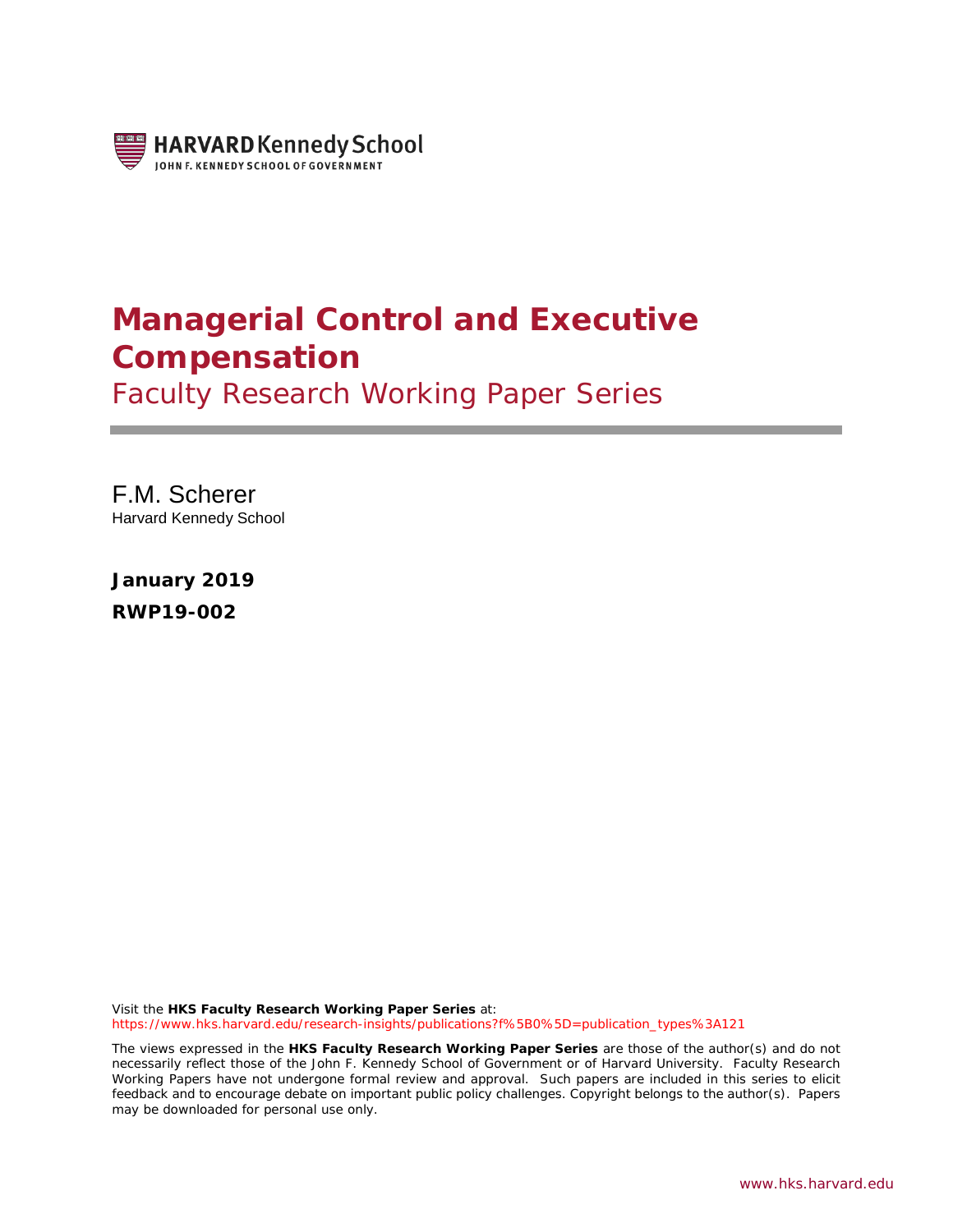HARVARD Kennedy School
JOHN F. KENNEDY SCHOOL OF GOVERNMENT

# Managerial Control and Executive Compensation

Faculty Research Working Paper Series

F.M. Scherer
Harvard Kennedy School

**January 2019**
**RWP19-002**

Visit the **HKS Faculty Research Working Paper Series** at:
https://www.hks.harvard.edu/research-insights/publications?f%5B0%5D=publication_types%3A121

The views expressed in the **HKS Faculty Research Working Paper Series** are those of the author(s) and do not necessarily reflect those of the John F. Kennedy School of Government or of Harvard University. Faculty Research Working Papers have not undergone formal review and approval. Such papers are included in this series to elicit feedback and to encourage debate on important public policy challenges. Copyright belongs to the author(s). Papers may be downloaded for personal use only.

www.hks.harvard.edu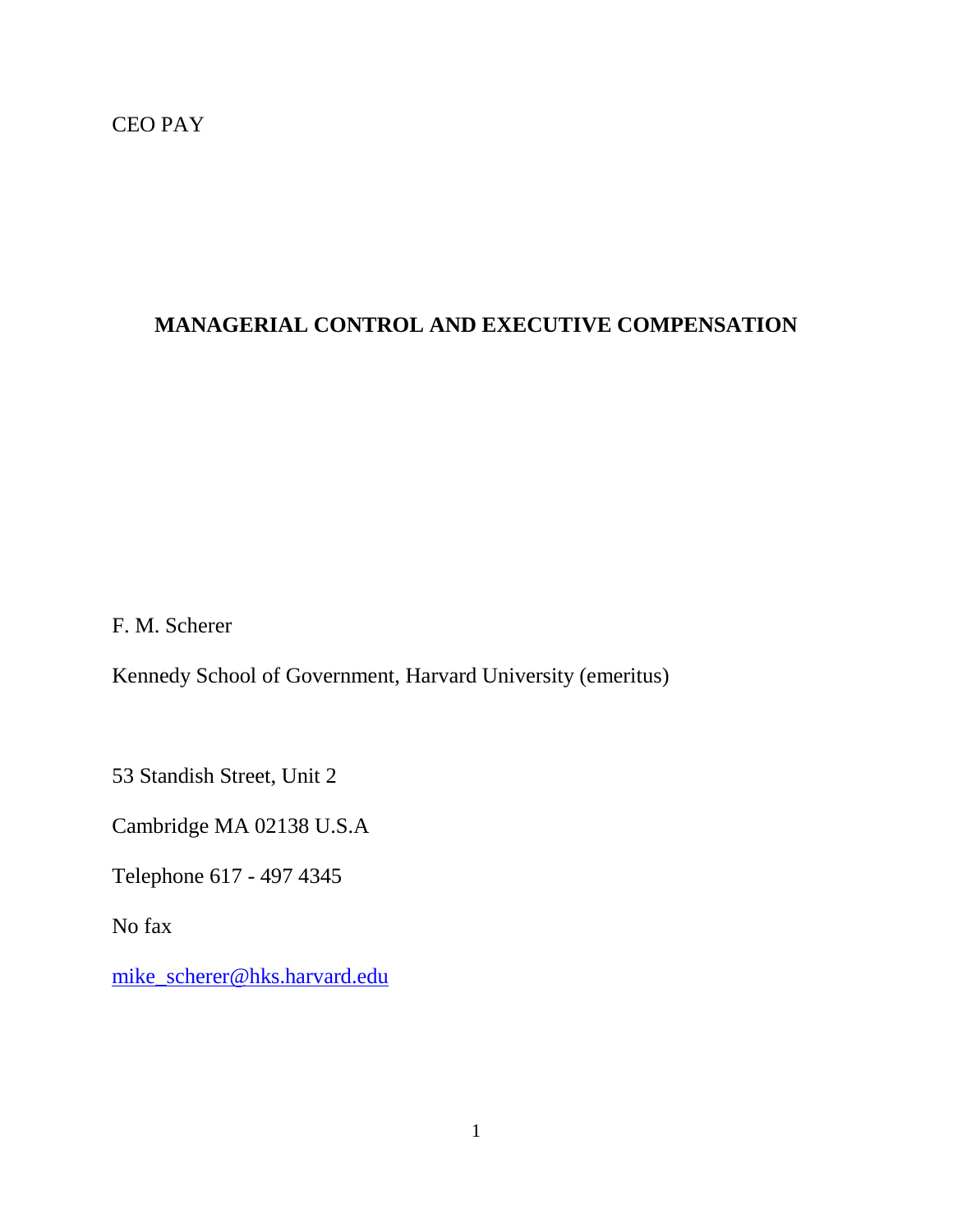CEO PAY

# MANAGERIAL CONTROL AND EXECUTIVE COMPENSATION

F. M. Scherer

Kennedy School of Government, Harvard University (emeritus)

53 Standish Street, Unit 2

Cambridge MA 02138 U.S.A

Telephone 617 - 497 4345

No fax

mike_scherer@hks.harvard.edu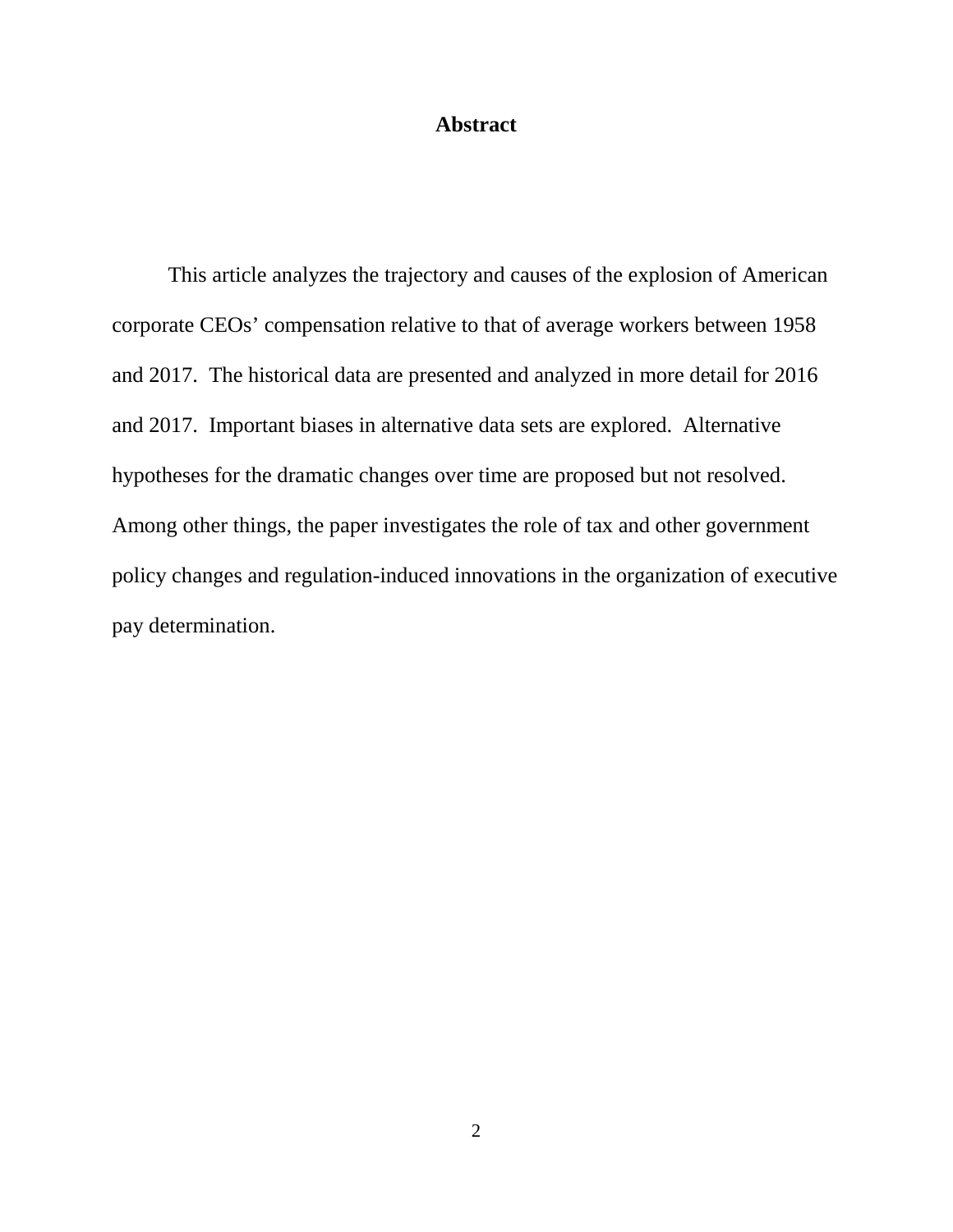## Abstract

This article analyzes the trajectory and causes of the explosion of American corporate CEOs' compensation relative to that of average workers between 1958 and 2017. The historical data are presented and analyzed in more detail for 2016 and 2017. Important biases in alternative data sets are explored. Alternative hypotheses for the dramatic changes over time are proposed but not resolved. Among other things, the paper investigates the role of tax and other government policy changes and regulation-induced innovations in the organization of executive pay determination.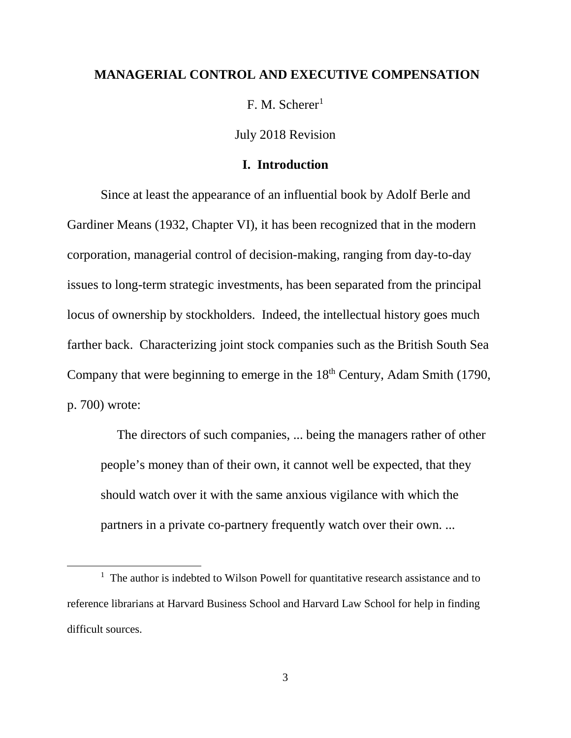# MANAGERIAL CONTROL AND EXECUTIVE COMPENSATION

F. M. Scherer[1]

July 2018 Revision

## I. Introduction

Since at least the appearance of an influential book by Adolf Berle and Gardiner Means (1932, Chapter VI), it has been recognized that in the modern corporation, managerial control of decision-making, ranging from day-to-day issues to long-term strategic investments, has been separated from the principal locus of ownership by stockholders. Indeed, the intellectual history goes much farther back. Characterizing joint stock companies such as the British South Sea Company that were beginning to emerge in the 18th Century, Adam Smith (1790, p. 700) wrote:

> The directors of such companies, ... being the managers rather of other people's money than of their own, it cannot well be expected, that they should watch over it with the same anxious vigilance with which the partners in a private co-partnery frequently watch over their own. ...

---

[1] The author is indebted to Wilson Powell for quantitative research assistance and to reference librarians at Harvard Business School and Harvard Law School for help in finding difficult sources.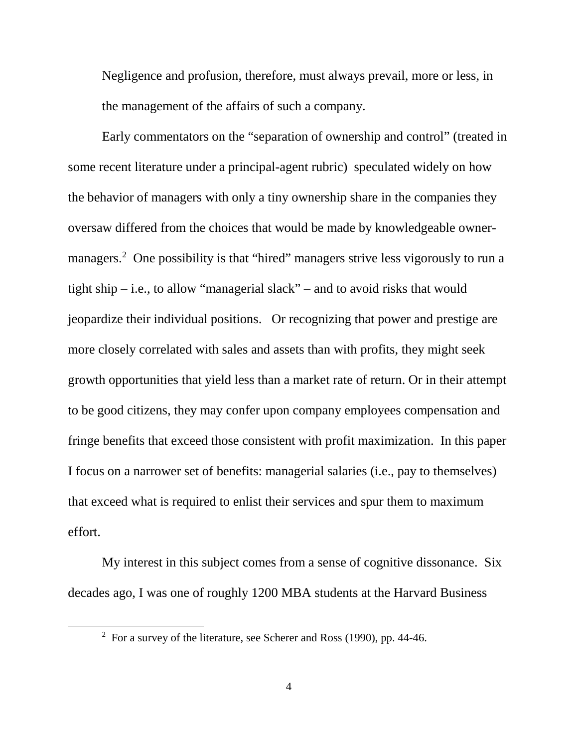> Negligence and profusion, therefore, must always prevail, more or less, in the management of the affairs of such a company.

Early commentators on the "separation of ownership and control" (treated in some recent literature under a principal-agent rubric) speculated widely on how the behavior of managers with only a tiny ownership share in the companies they oversaw differed from the choices that would be made by knowledgeable owner-managers.[2] One possibility is that "hired" managers strive less vigorously to run a tight ship – i.e., to allow "managerial slack" – and to avoid risks that would jeopardize their individual positions. Or recognizing that power and prestige are more closely correlated with sales and assets than with profits, they might seek growth opportunities that yield less than a market rate of return. Or in their attempt to be good citizens, they may confer upon company employees compensation and fringe benefits that exceed those consistent with profit maximization. In this paper I focus on a narrower set of benefits: managerial salaries (i.e., pay to themselves) that exceed what is required to enlist their services and spur them to maximum effort.

My interest in this subject comes from a sense of cognitive dissonance. Six decades ago, I was one of roughly 1200 MBA students at the Harvard Business

[2] For a survey of the literature, see Scherer and Ross (1990), pp. 44-46.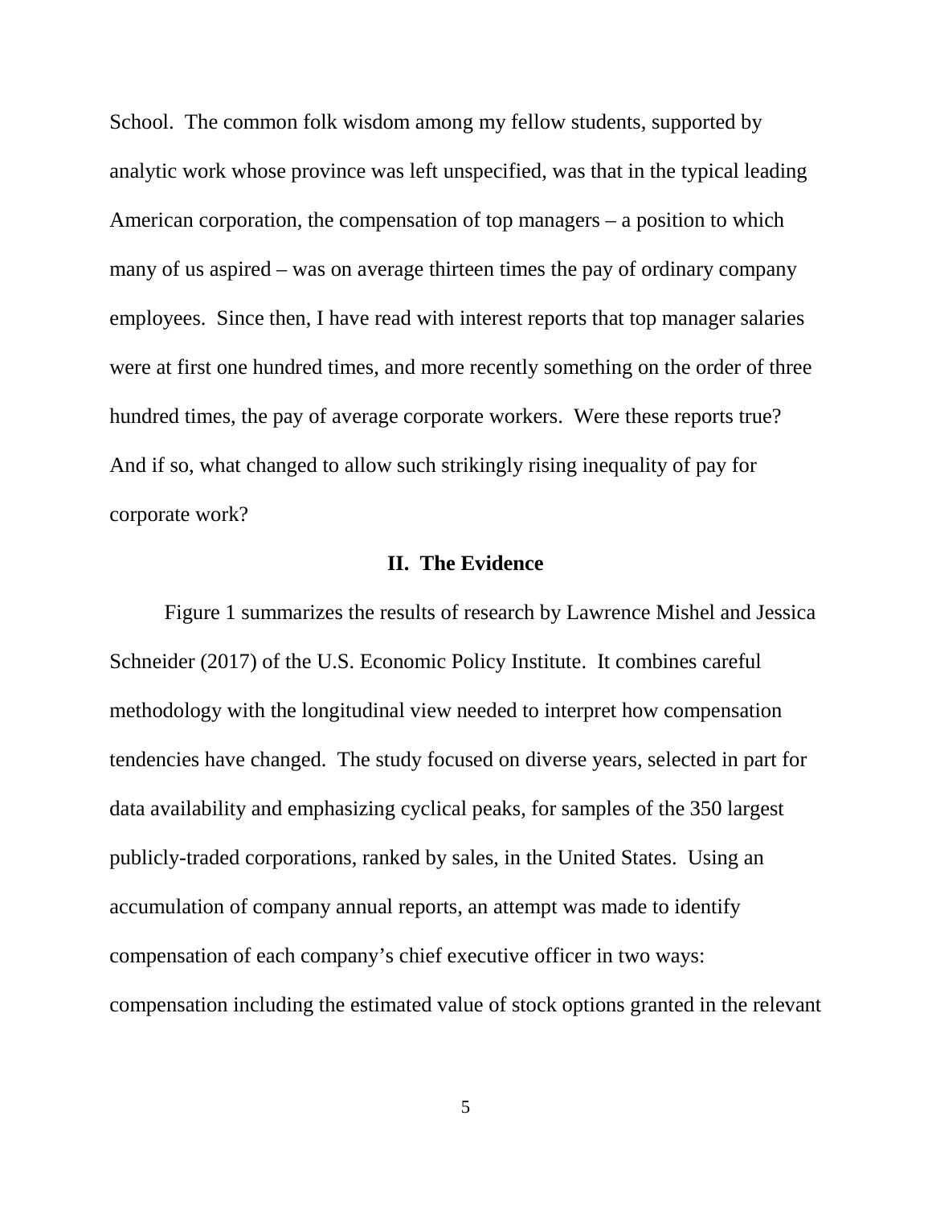School. The common folk wisdom among my fellow students, supported by analytic work whose province was left unspecified, was that in the typical leading American corporation, the compensation of top managers – a position to which many of us aspired – was on average thirteen times the pay of ordinary company employees. Since then, I have read with interest reports that top manager salaries were at first one hundred times, and more recently something on the order of three hundred times, the pay of average corporate workers. Were these reports true? And if so, what changed to allow such strikingly rising inequality of pay for corporate work?

## II. The Evidence

Figure 1 summarizes the results of research by Lawrence Mishel and Jessica Schneider (2017) of the U.S. Economic Policy Institute. It combines careful methodology with the longitudinal view needed to interpret how compensation tendencies have changed. The study focused on diverse years, selected in part for data availability and emphasizing cyclical peaks, for samples of the 350 largest publicly-traded corporations, ranked by sales, in the United States. Using an accumulation of company annual reports, an attempt was made to identify compensation of each company's chief executive officer in two ways: compensation including the estimated value of stock options granted in the relevant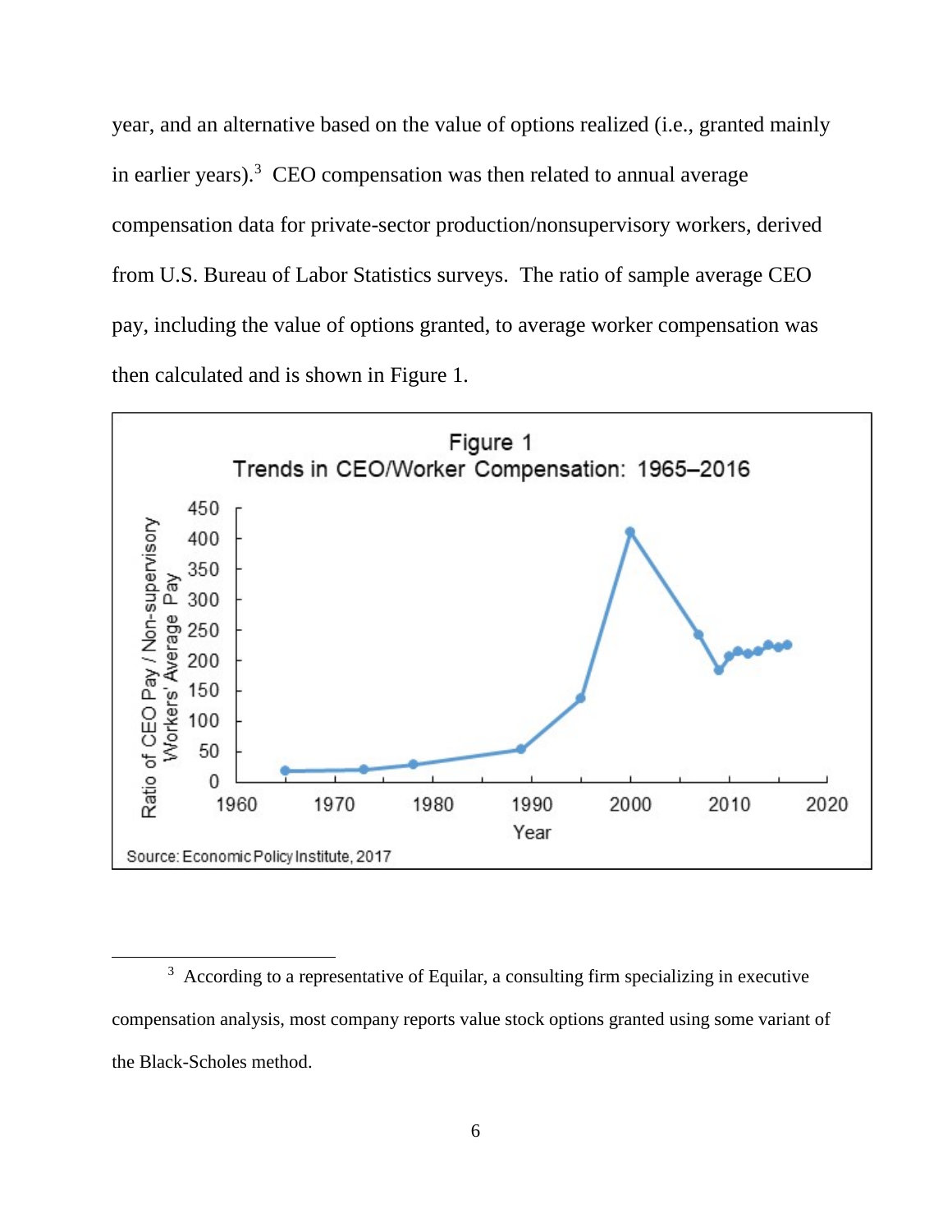year, and an alternative based on the value of options realized (i.e., granted mainly in earlier years).[3] CEO compensation was then related to annual average compensation data for private-sector production/nonsupervisory workers, derived from U.S. Bureau of Labor Statistics surveys. The ratio of sample average CEO pay, including the value of options granted, to average worker compensation was then calculated and is shown in Figure 1.

Figure 1
Trends in CEO/Worker Compensation: 1965–2016

Source: Economic Policy Institute, 2017

[3] According to a representative of Equilar, a consulting firm specializing in executive compensation analysis, most company reports value stock options granted using some variant of the Black-Scholes method.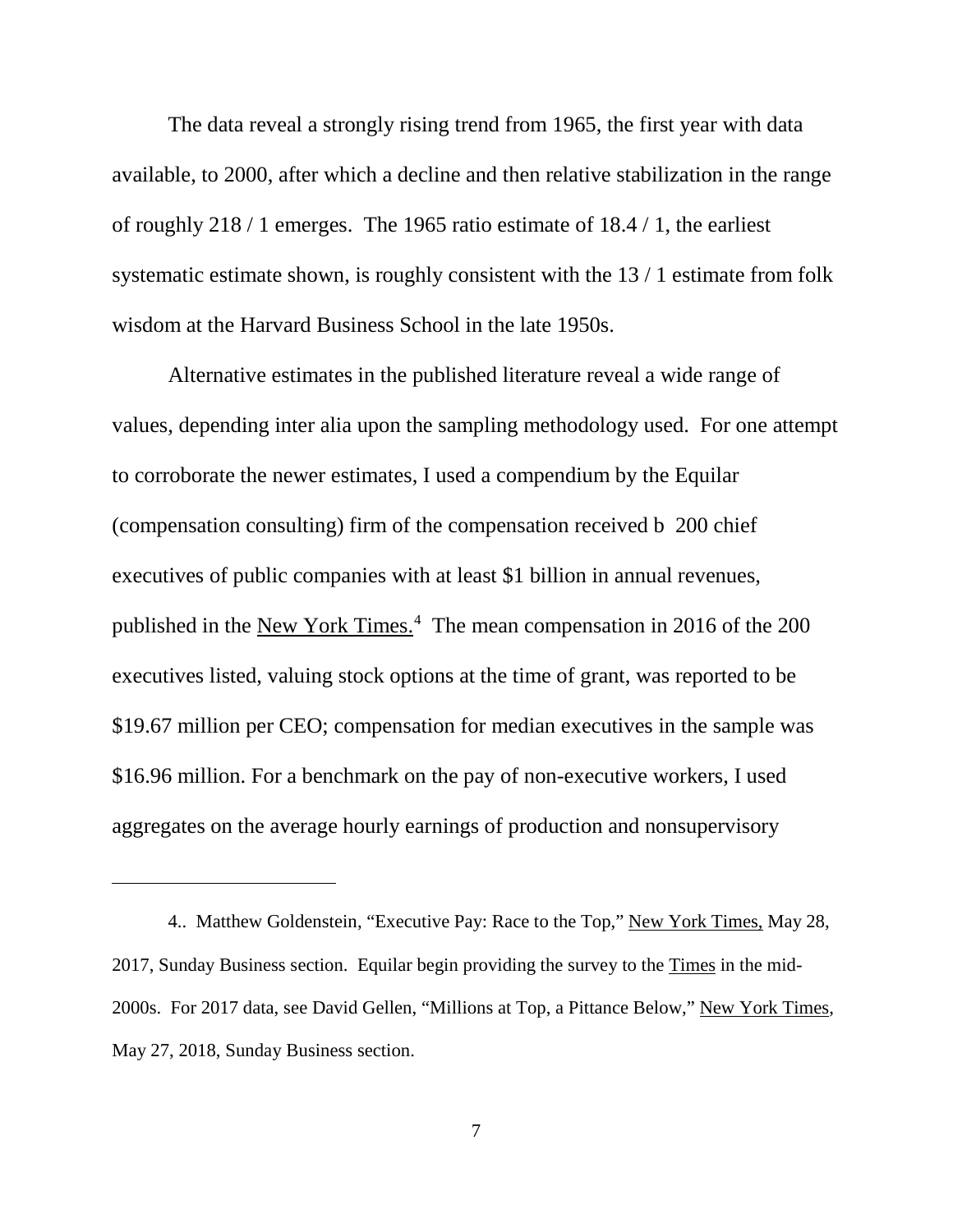The data reveal a strongly rising trend from 1965, the first year with data available, to 2000, after which a decline and then relative stabilization in the range of roughly 218 / 1 emerges. The 1965 ratio estimate of 18.4 / 1, the earliest systematic estimate shown, is roughly consistent with the 13 / 1 estimate from folk wisdom at the Harvard Business School in the late 1950s.

Alternative estimates in the published literature reveal a wide range of values, depending inter alia upon the sampling methodology used. For one attempt to corroborate the newer estimates, I used a compendium by the Equilar (compensation consulting) firm of the compensation received b  200 chief executives of public companies with at least $1 billion in annual revenues, published in the New York Times.[4] The mean compensation in 2016 of the 200 executives listed, valuing stock options at the time of grant, was reported to be $19.67 million per CEO; compensation for median executives in the sample was $16.96 million. For a benchmark on the pay of non-executive workers, I used aggregates on the average hourly earnings of production and nonsupervisory

---

4.. Matthew Goldenstein, "Executive Pay: Race to the Top," New York Times, May 28, 2017, Sunday Business section. Equilar begin providing the survey to the Times in the mid-2000s. For 2017 data, see David Gellen, "Millions at Top, a Pittance Below," New York Times, May 27, 2018, Sunday Business section.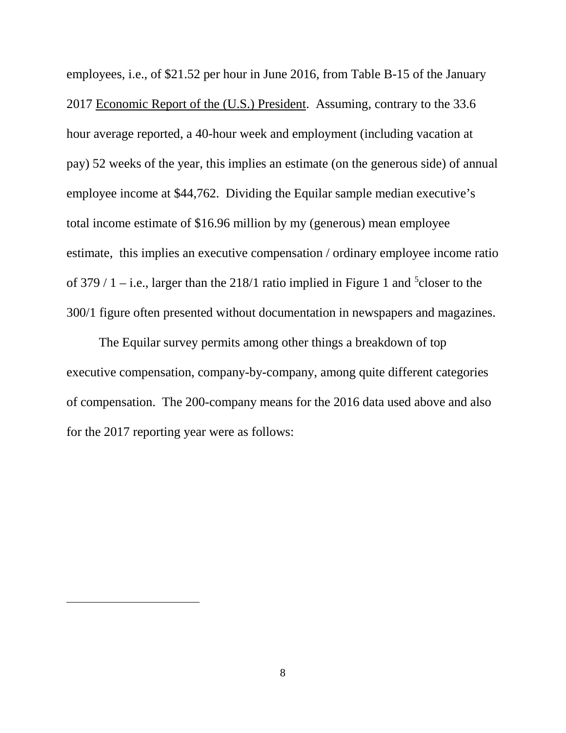employees, i.e., of $21.52 per hour in June 2016, from Table B-15 of the January 2017 Economic Report of the (U.S.) President. Assuming, contrary to the 33.6 hour average reported, a 40-hour week and employment (including vacation at pay) 52 weeks of the year, this implies an estimate (on the generous side) of annual employee income at $44,762. Dividing the Equilar sample median executive's total income estimate of $16.96 million by my (generous) mean employee estimate, this implies an executive compensation / ordinary employee income ratio of 379 / 1 – i.e., larger than the 218/1 ratio implied in Figure 1 and [5]closer to the 300/1 figure often presented without documentation in newspapers and magazines.

The Equilar survey permits among other things a breakdown of top executive compensation, company-by-company, among quite different categories of compensation. The 200-company means for the 2016 data used above and also for the 2017 reporting year were as follows: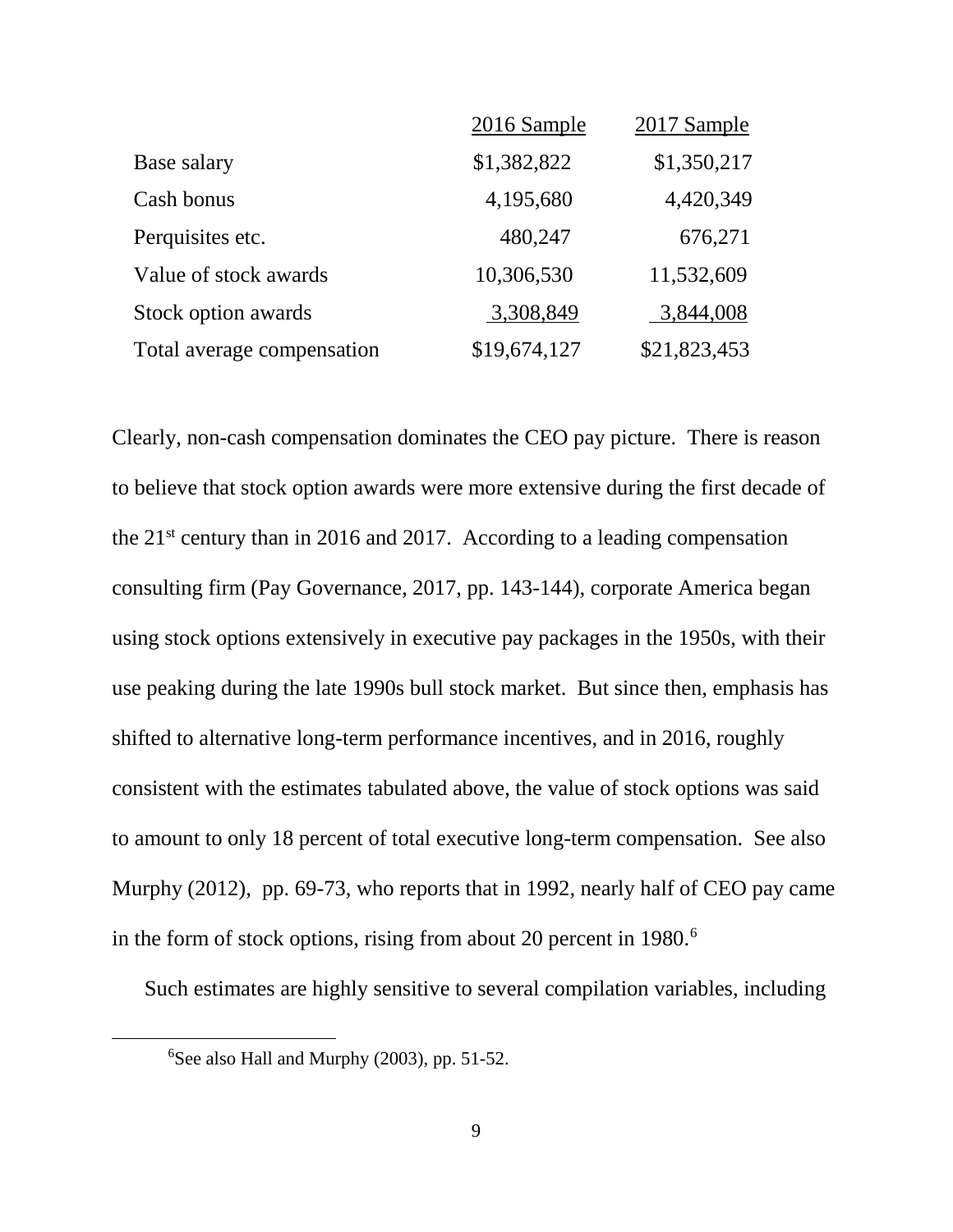| | 2016 Sample | 2017 Sample |
|---|---|---|
| Base salary | $1,382,822 | $1,350,217 |
| Cash bonus | 4,195,680 | 4,420,349 |
| Perquisites etc. | 480,247 | 676,271 |
| Value of stock awards | 10,306,530 | 11,532,609 |
| Stock option awards | 3,308,849 | 3,844,008 |
| Total average compensation | $19,674,127 | $21,823,453 |

Clearly, non-cash compensation dominates the CEO pay picture. There is reason to believe that stock option awards were more extensive during the first decade of the 21st century than in 2016 and 2017. According to a leading compensation consulting firm (Pay Governance, 2017, pp. 143-144), corporate America began using stock options extensively in executive pay packages in the 1950s, with their use peaking during the late 1990s bull stock market. But since then, emphasis has shifted to alternative long-term performance incentives, and in 2016, roughly consistent with the estimates tabulated above, the value of stock options was said to amount to only 18 percent of total executive long-term compensation. See also Murphy (2012), pp. 69-73, who reports that in 1992, nearly half of CEO pay came in the form of stock options, rising from about 20 percent in 1980.[6]

Such estimates are highly sensitive to several compilation variables, including

[6] See also Hall and Murphy (2003), pp. 51-52.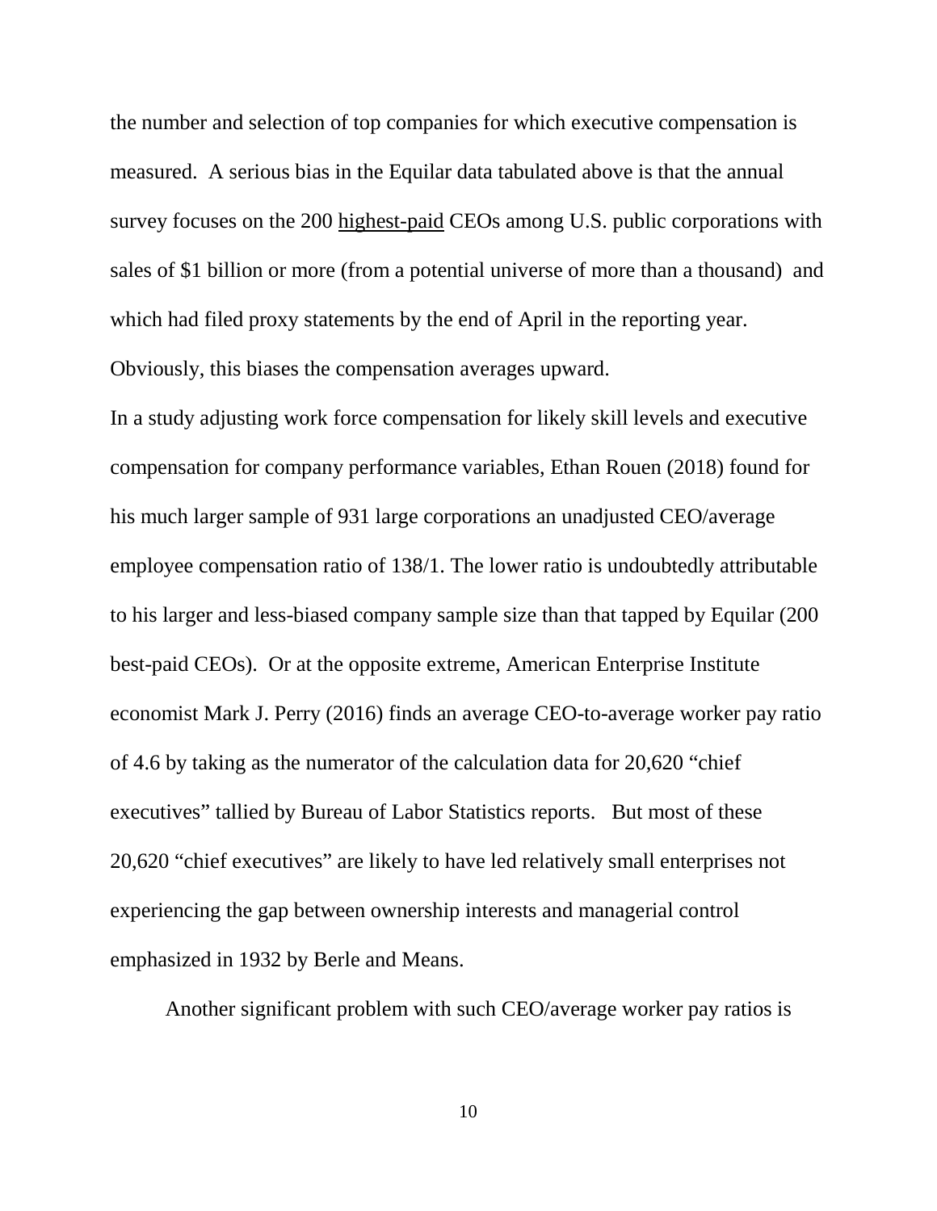the number and selection of top companies for which executive compensation is measured. A serious bias in the Equilar data tabulated above is that the annual survey focuses on the 200 <u>highest-paid</u> CEOs among U.S. public corporations with sales of $1 billion or more (from a potential universe of more than a thousand) and which had filed proxy statements by the end of April in the reporting year. Obviously, this biases the compensation averages upward.

In a study adjusting work force compensation for likely skill levels and executive compensation for company performance variables, Ethan Rouen (2018) found for his much larger sample of 931 large corporations an unadjusted CEO/average employee compensation ratio of 138/1. The lower ratio is undoubtedly attributable to his larger and less-biased company sample size than that tapped by Equilar (200 best-paid CEOs). Or at the opposite extreme, American Enterprise Institute economist Mark J. Perry (2016) finds an average CEO-to-average worker pay ratio of 4.6 by taking as the numerator of the calculation data for 20,620 "chief executives" tallied by Bureau of Labor Statistics reports. But most of these 20,620 "chief executives" are likely to have led relatively small enterprises not experiencing the gap between ownership interests and managerial control emphasized in 1932 by Berle and Means.

Another significant problem with such CEO/average worker pay ratios is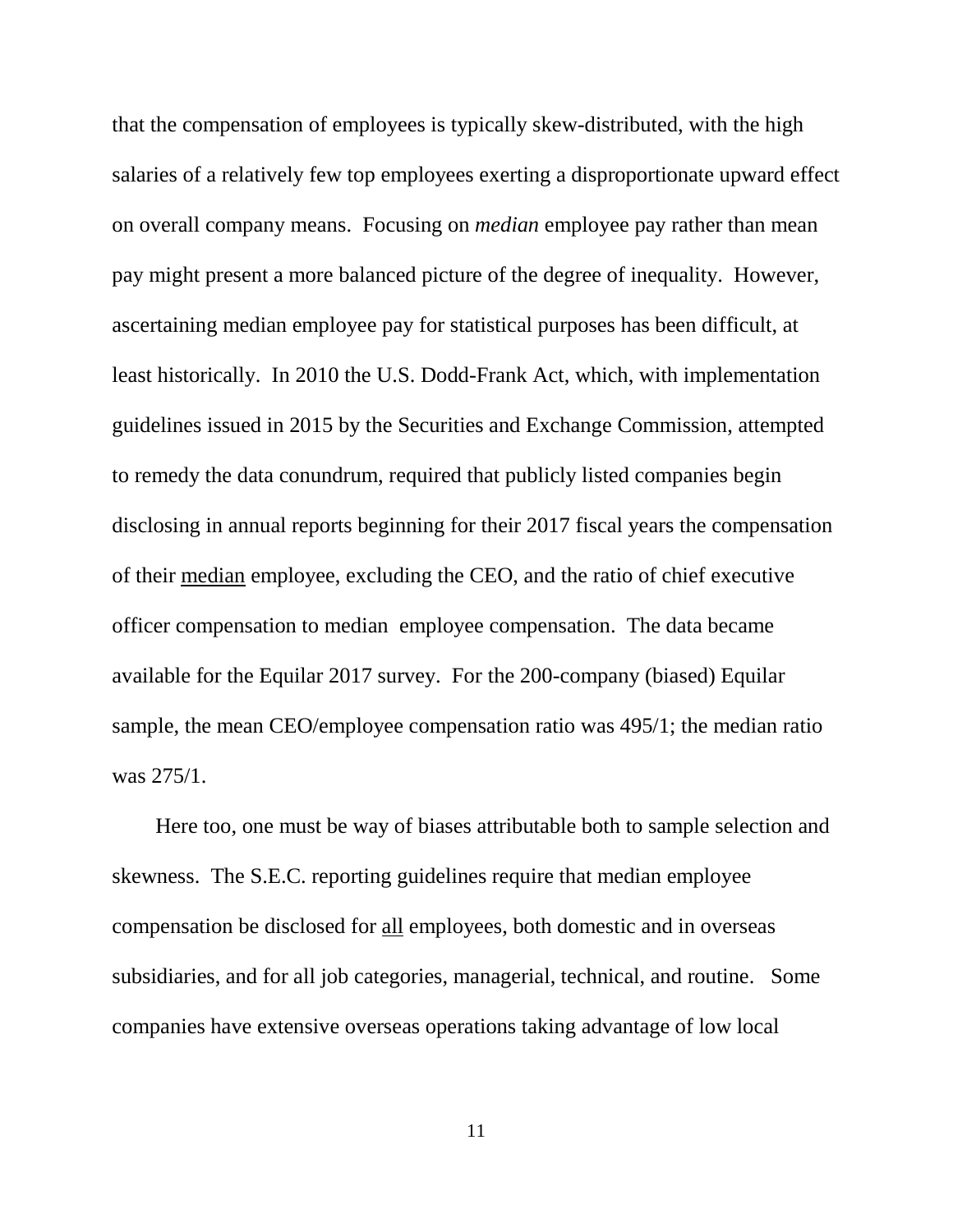that the compensation of employees is typically skew-distributed, with the high salaries of a relatively few top employees exerting a disproportionate upward effect on overall company means. Focusing on *median* employee pay rather than mean pay might present a more balanced picture of the degree of inequality. However, ascertaining median employee pay for statistical purposes has been difficult, at least historically. In 2010 the U.S. Dodd-Frank Act, which, with implementation guidelines issued in 2015 by the Securities and Exchange Commission, attempted to remedy the data conundrum, required that publicly listed companies begin disclosing in annual reports beginning for their 2017 fiscal years the compensation of their <u>median</u> employee, excluding the CEO, and the ratio of chief executive officer compensation to median employee compensation. The data became available for the Equilar 2017 survey. For the 200-company (biased) Equilar sample, the mean CEO/employee compensation ratio was 495/1; the median ratio was 275/1.

Here too, one must be way of biases attributable both to sample selection and skewness. The S.E.C. reporting guidelines require that median employee compensation be disclosed for <u>all</u> employees, both domestic and in overseas subsidiaries, and for all job categories, managerial, technical, and routine. Some companies have extensive overseas operations taking advantage of low local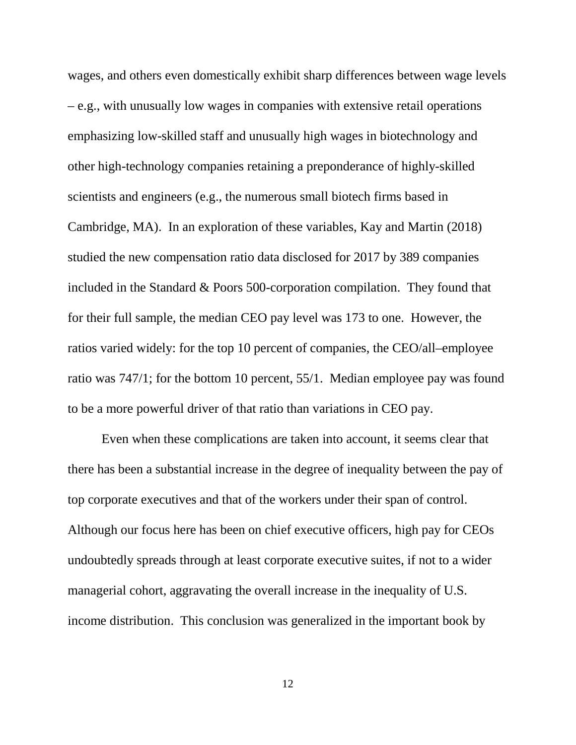wages, and others even domestically exhibit sharp differences between wage levels – e.g., with unusually low wages in companies with extensive retail operations emphasizing low-skilled staff and unusually high wages in biotechnology and other high-technology companies retaining a preponderance of highly-skilled scientists and engineers (e.g., the numerous small biotech firms based in Cambridge, MA). In an exploration of these variables, Kay and Martin (2018) studied the new compensation ratio data disclosed for 2017 by 389 companies included in the Standard & Poors 500-corporation compilation. They found that for their full sample, the median CEO pay level was 173 to one. However, the ratios varied widely: for the top 10 percent of companies, the CEO/all–employee ratio was 747/1; for the bottom 10 percent, 55/1. Median employee pay was found to be a more powerful driver of that ratio than variations in CEO pay.

Even when these complications are taken into account, it seems clear that there has been a substantial increase in the degree of inequality between the pay of top corporate executives and that of the workers under their span of control. Although our focus here has been on chief executive officers, high pay for CEOs undoubtedly spreads through at least corporate executive suites, if not to a wider managerial cohort, aggravating the overall increase in the inequality of U.S. income distribution. This conclusion was generalized in the important book by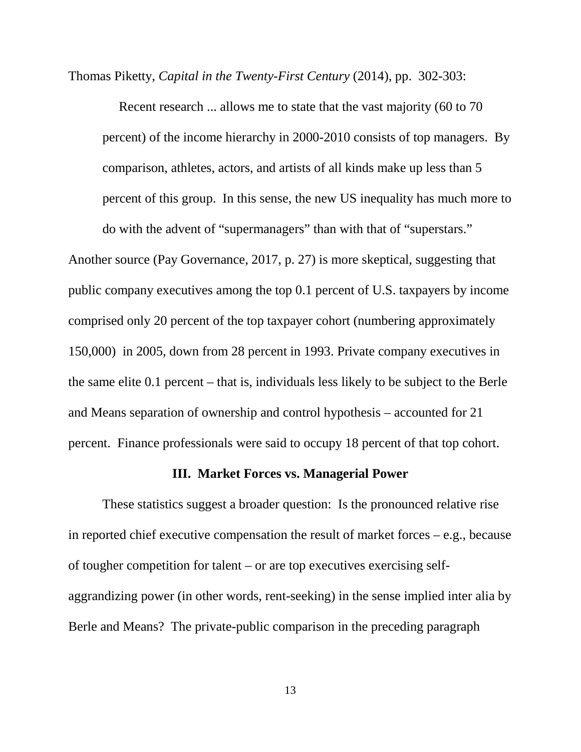Thomas Piketty, *Capital in the Twenty-First Century* (2014), pp. 302-303:

> Recent research ... allows me to state that the vast majority (60 to 70 percent) of the income hierarchy in 2000-2010 consists of top managers. By comparison, athletes, actors, and artists of all kinds make up less than 5 percent of this group. In this sense, the new US inequality has much more to do with the advent of "supermanagers" than with that of "superstars."

Another source (Pay Governance, 2017, p. 27) is more skeptical, suggesting that public company executives among the top 0.1 percent of U.S. taxpayers by income comprised only 20 percent of the top taxpayer cohort (numbering approximately 150,000) in 2005, down from 28 percent in 1993. Private company executives in the same elite 0.1 percent – that is, individuals less likely to be subject to the Berle and Means separation of ownership and control hypothesis – accounted for 21 percent. Finance professionals were said to occupy 18 percent of that top cohort.

## III. Market Forces vs. Managerial Power

These statistics suggest a broader question: Is the pronounced relative rise in reported chief executive compensation the result of market forces – e.g., because of tougher competition for talent – or are top executives exercising self-aggrandizing power (in other words, rent-seeking) in the sense implied inter alia by Berle and Means? The private-public comparison in the preceding paragraph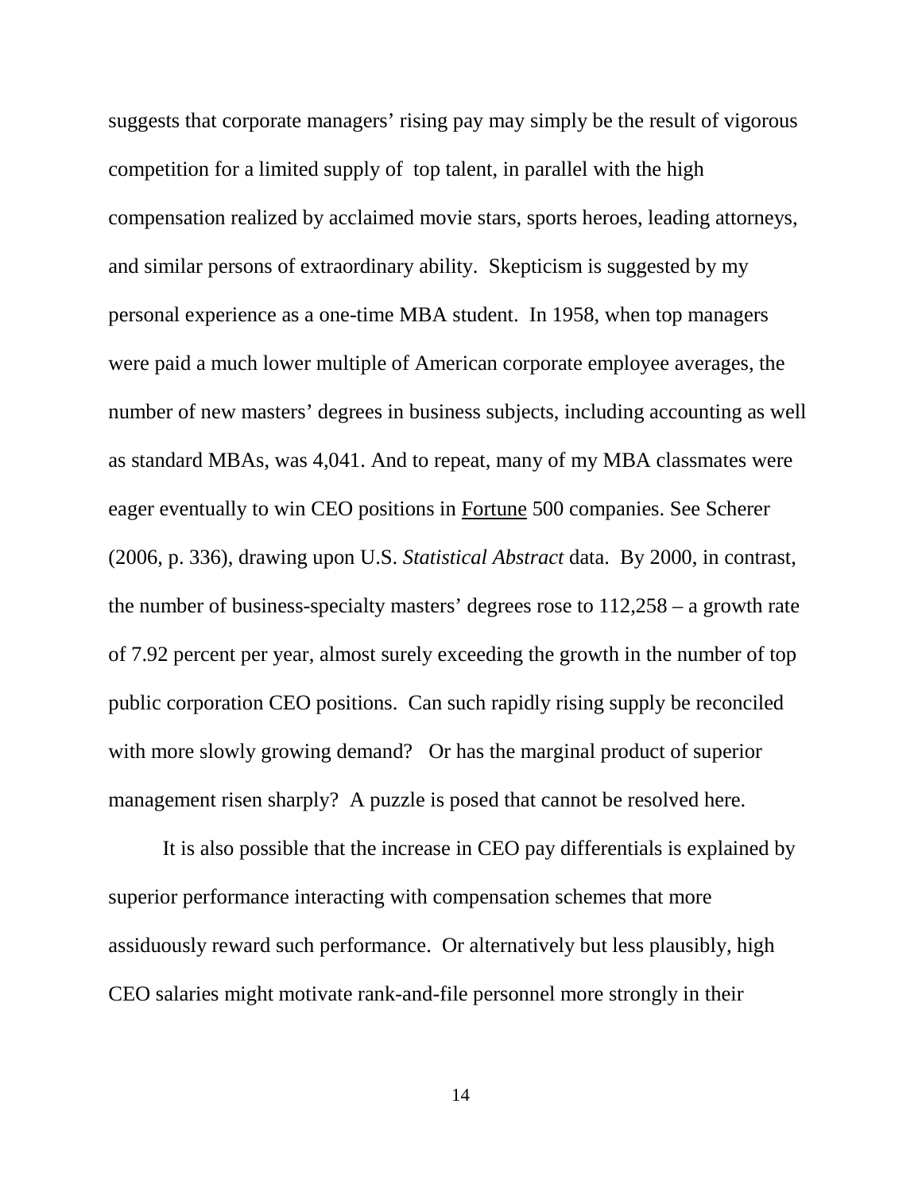suggests that corporate managers' rising pay may simply be the result of vigorous competition for a limited supply of top talent, in parallel with the high compensation realized by acclaimed movie stars, sports heroes, leading attorneys, and similar persons of extraordinary ability. Skepticism is suggested by my personal experience as a one-time MBA student. In 1958, when top managers were paid a much lower multiple of American corporate employee averages, the number of new masters' degrees in business subjects, including accounting as well as standard MBAs, was 4,041. And to repeat, many of my MBA classmates were eager eventually to win CEO positions in Fortune 500 companies. See Scherer (2006, p. 336), drawing upon U.S. *Statistical Abstract* data. By 2000, in contrast, the number of business-specialty masters' degrees rose to 112,258 – a growth rate of 7.92 percent per year, almost surely exceeding the growth in the number of top public corporation CEO positions. Can such rapidly rising supply be reconciled with more slowly growing demand? Or has the marginal product of superior management risen sharply? A puzzle is posed that cannot be resolved here.

It is also possible that the increase in CEO pay differentials is explained by superior performance interacting with compensation schemes that more assiduously reward such performance. Or alternatively but less plausibly, high CEO salaries might motivate rank-and-file personnel more strongly in their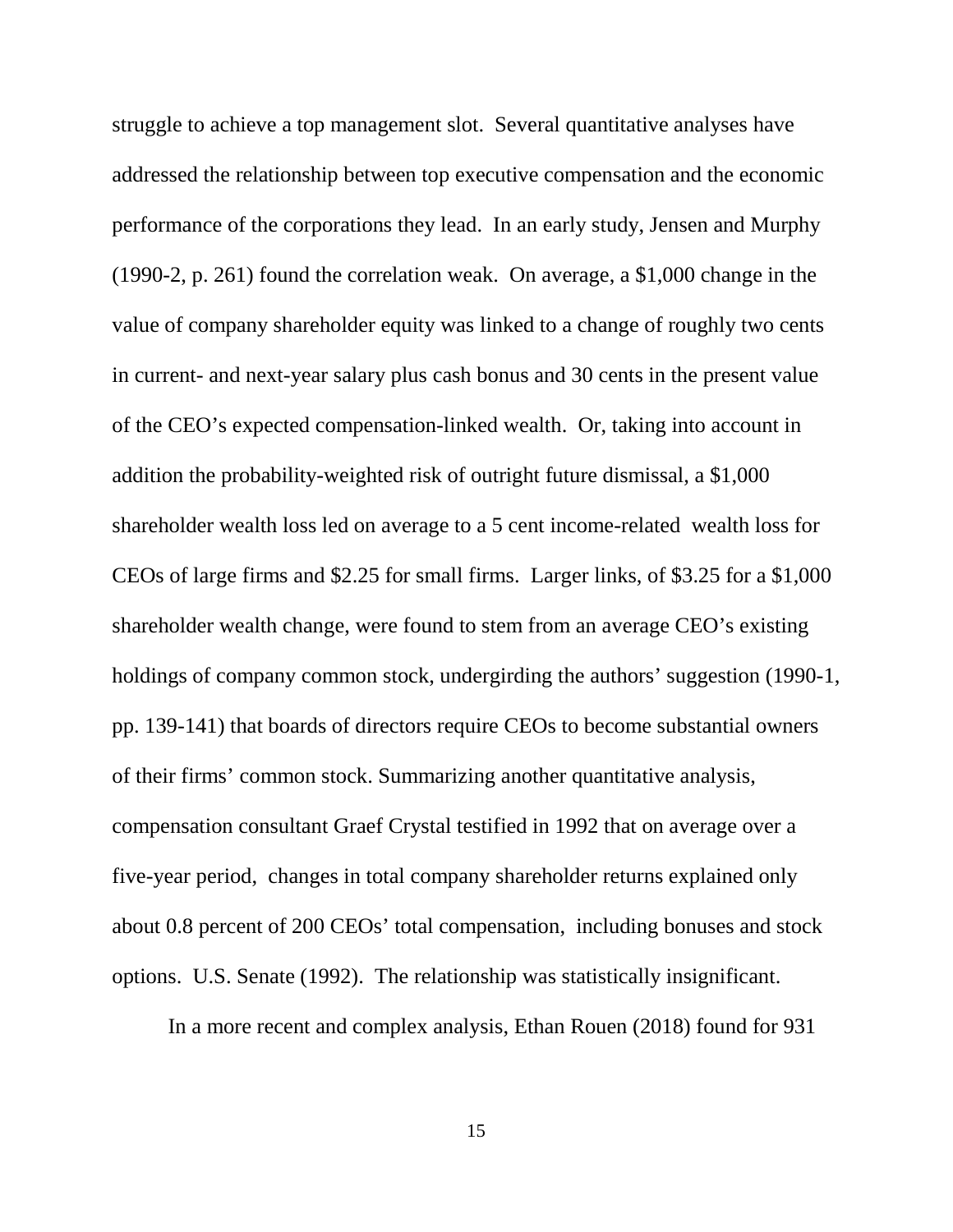struggle to achieve a top management slot. Several quantitative analyses have addressed the relationship between top executive compensation and the economic performance of the corporations they lead. In an early study, Jensen and Murphy (1990-2, p. 261) found the correlation weak. On average, a $1,000 change in the value of company shareholder equity was linked to a change of roughly two cents in current- and next-year salary plus cash bonus and 30 cents in the present value of the CEO's expected compensation-linked wealth. Or, taking into account in addition the probability-weighted risk of outright future dismissal, a $1,000 shareholder wealth loss led on average to a 5 cent income-related wealth loss for CEOs of large firms and $2.25 for small firms. Larger links, of $3.25 for a $1,000 shareholder wealth change, were found to stem from an average CEO's existing holdings of company common stock, undergirding the authors' suggestion (1990-1, pp. 139-141) that boards of directors require CEOs to become substantial owners of their firms' common stock. Summarizing another quantitative analysis, compensation consultant Graef Crystal testified in 1992 that on average over a five-year period, changes in total company shareholder returns explained only about 0.8 percent of 200 CEOs' total compensation, including bonuses and stock options. U.S. Senate (1992). The relationship was statistically insignificant.

In a more recent and complex analysis, Ethan Rouen (2018) found for 931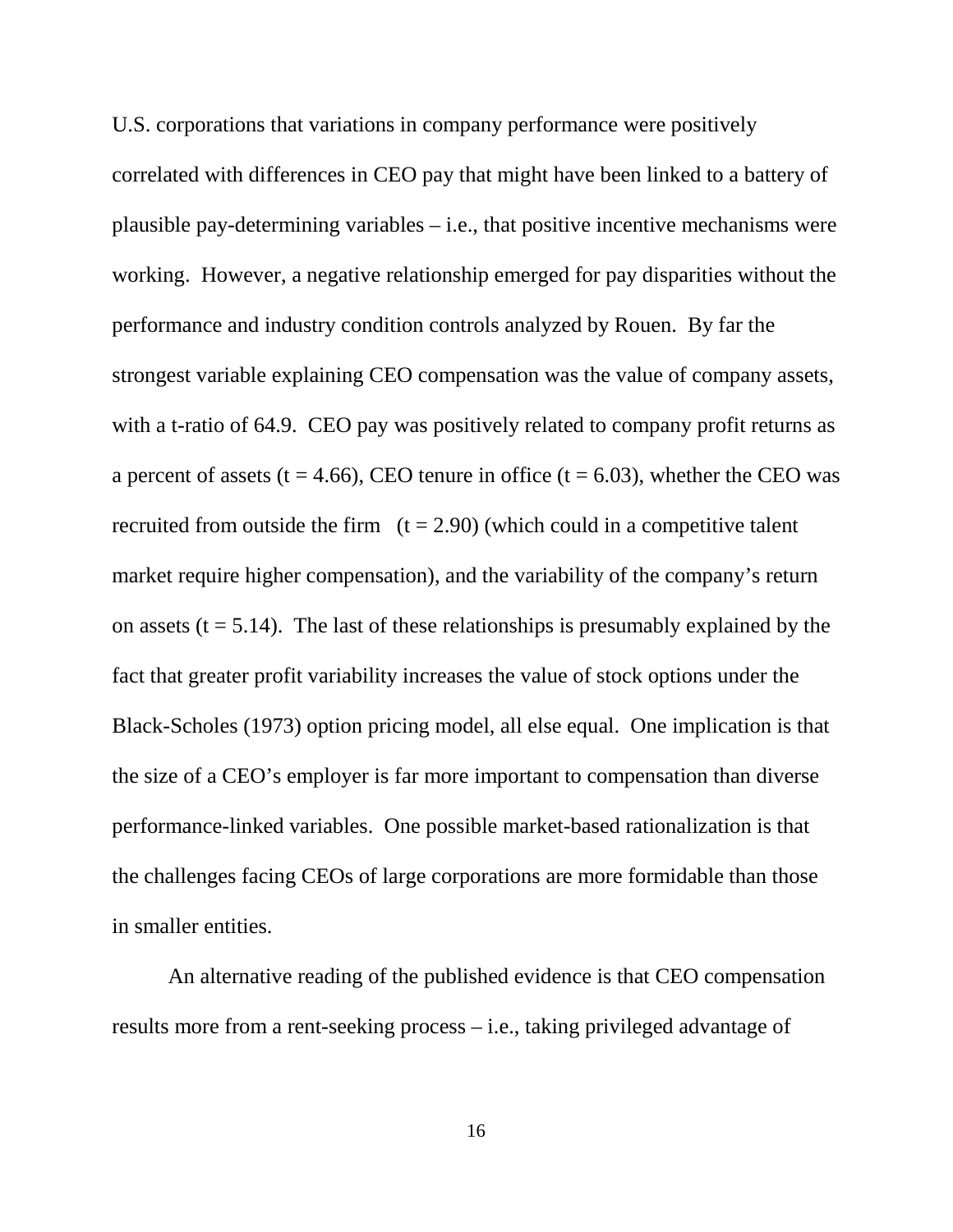U.S. corporations that variations in company performance were positively correlated with differences in CEO pay that might have been linked to a battery of plausible pay-determining variables – i.e., that positive incentive mechanisms were working. However, a negative relationship emerged for pay disparities without the performance and industry condition controls analyzed by Rouen. By far the strongest variable explaining CEO compensation was the value of company assets, with a t-ratio of 64.9. CEO pay was positively related to company profit returns as a percent of assets ($t = 4.66$), CEO tenure in office ($t = 6.03$), whether the CEO was recruited from outside the firm ($t = 2.90$) (which could in a competitive talent market require higher compensation), and the variability of the company's return on assets ($t = 5.14$). The last of these relationships is presumably explained by the fact that greater profit variability increases the value of stock options under the Black-Scholes (1973) option pricing model, all else equal. One implication is that the size of a CEO's employer is far more important to compensation than diverse performance-linked variables. One possible market-based rationalization is that the challenges facing CEOs of large corporations are more formidable than those in smaller entities.

An alternative reading of the published evidence is that CEO compensation results more from a rent-seeking process – i.e., taking privileged advantage of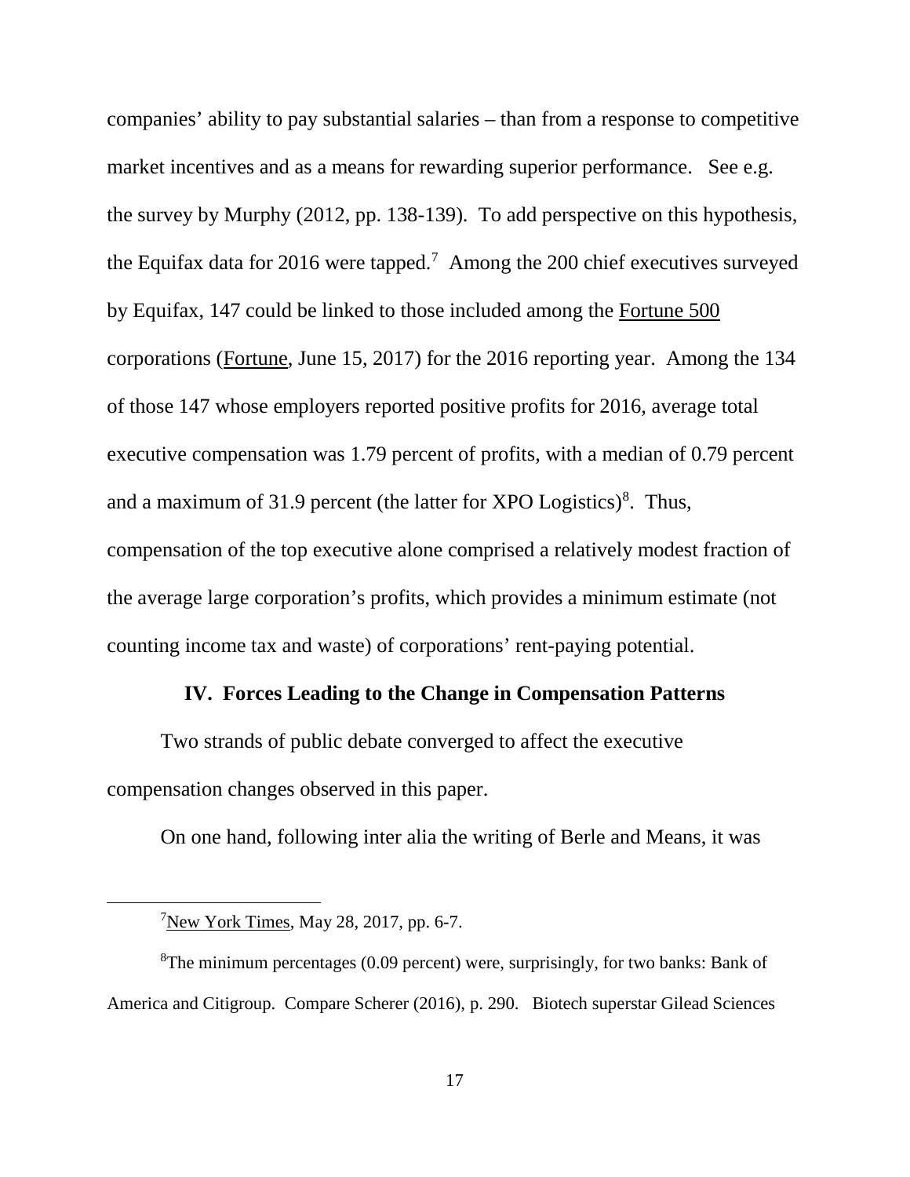companies' ability to pay substantial salaries – than from a response to competitive market incentives and as a means for rewarding superior performance. See e.g. the survey by Murphy (2012, pp. 138-139). To add perspective on this hypothesis, the Equifax data for 2016 were tapped.[7] Among the 200 chief executives surveyed by Equifax, 147 could be linked to those included among the Fortune 500 corporations (Fortune, June 15, 2017) for the 2016 reporting year. Among the 134 of those 147 whose employers reported positive profits for 2016, average total executive compensation was 1.79 percent of profits, with a median of 0.79 percent and a maximum of 31.9 percent (the latter for XPO Logistics)[8]. Thus, compensation of the top executive alone comprised a relatively modest fraction of the average large corporation's profits, which provides a minimum estimate (not counting income tax and waste) of corporations' rent-paying potential.

## IV. Forces Leading to the Change in Compensation Patterns

Two strands of public debate converged to affect the executive compensation changes observed in this paper.

On one hand, following inter alia the writing of Berle and Means, it was

---

[7] New York Times, May 28, 2017, pp. 6-7.

[8] The minimum percentages (0.09 percent) were, surprisingly, for two banks: Bank of America and Citigroup. Compare Scherer (2016), p. 290. Biotech superstar Gilead Sciences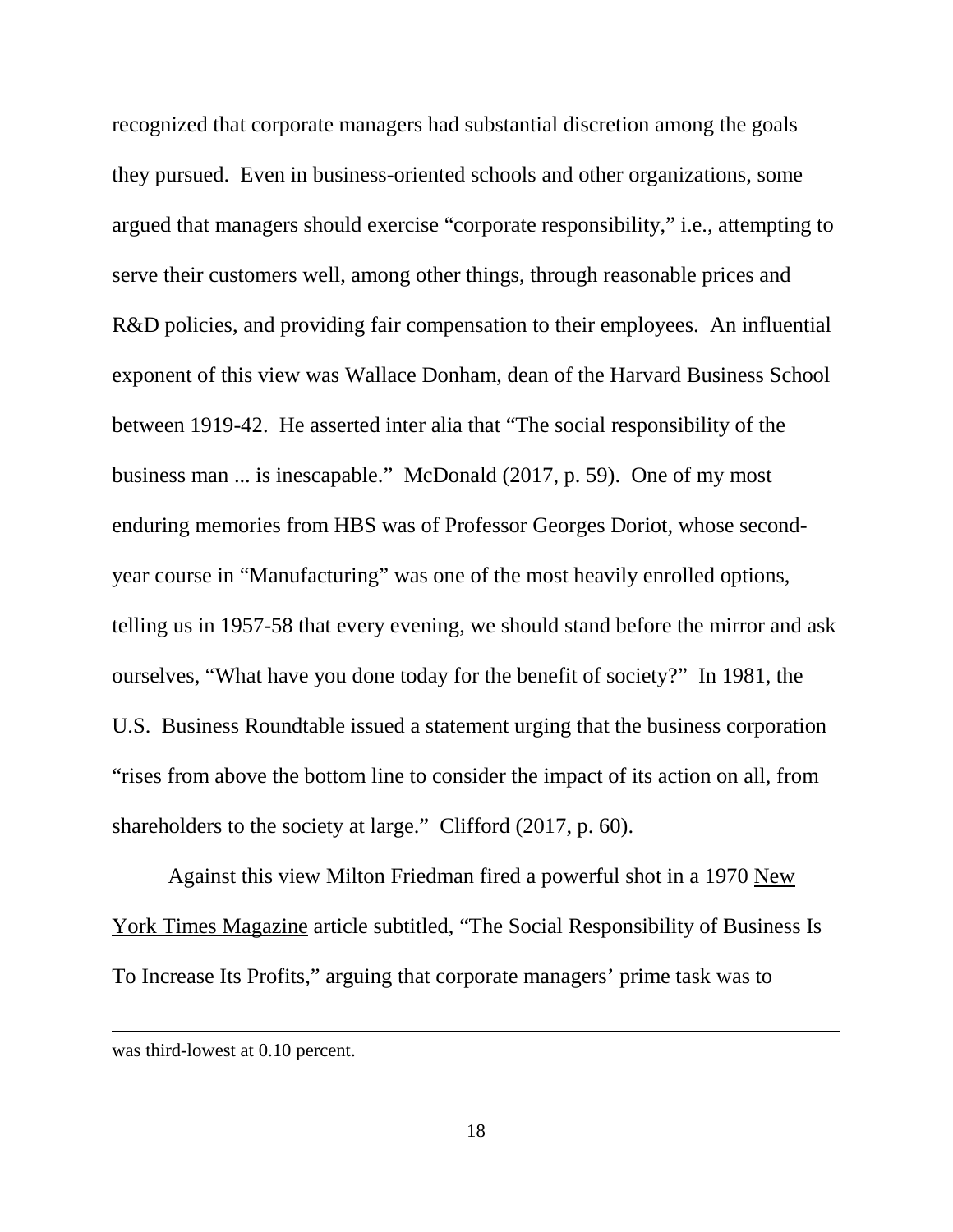recognized that corporate managers had substantial discretion among the goals they pursued. Even in business-oriented schools and other organizations, some argued that managers should exercise "corporate responsibility," i.e., attempting to serve their customers well, among other things, through reasonable prices and R&D policies, and providing fair compensation to their employees. An influential exponent of this view was Wallace Donham, dean of the Harvard Business School between 1919-42. He asserted inter alia that "The social responsibility of the business man ... is inescapable." McDonald (2017, p. 59). One of my most enduring memories from HBS was of Professor Georges Doriot, whose second-year course in "Manufacturing" was one of the most heavily enrolled options, telling us in 1957-58 that every evening, we should stand before the mirror and ask ourselves, "What have you done today for the benefit of society?" In 1981, the U.S. Business Roundtable issued a statement urging that the business corporation "rises from above the bottom line to consider the impact of its action on all, from shareholders to the society at large." Clifford (2017, p. 60).

Against this view Milton Friedman fired a powerful shot in a 1970 New York Times Magazine article subtitled, "The Social Responsibility of Business Is To Increase Its Profits," arguing that corporate managers' prime task was to

---

was third-lowest at 0.10 percent.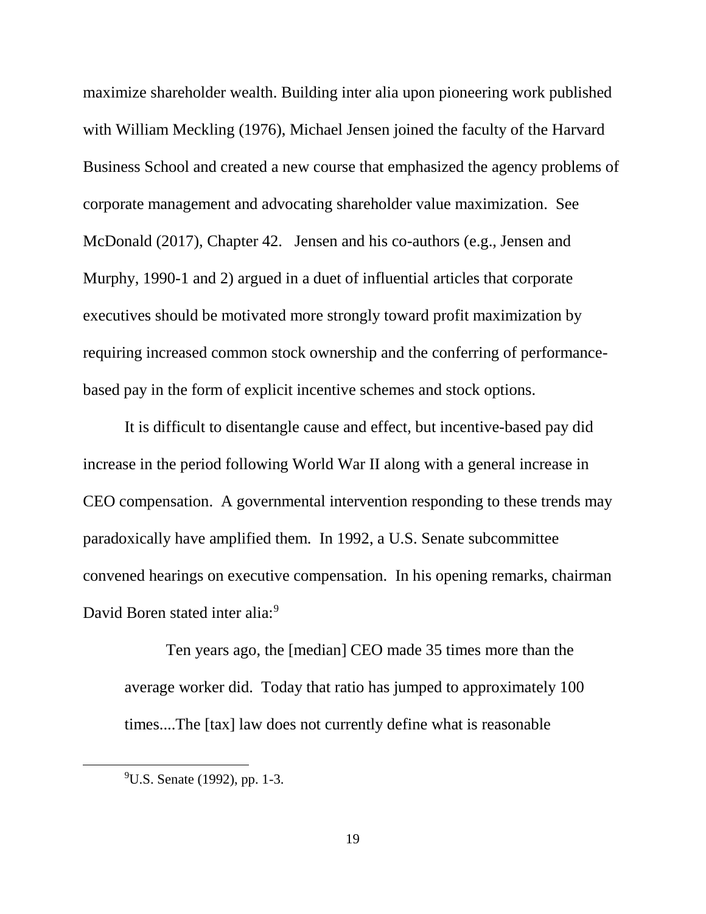maximize shareholder wealth. Building inter alia upon pioneering work published with William Meckling (1976), Michael Jensen joined the faculty of the Harvard Business School and created a new course that emphasized the agency problems of corporate management and advocating shareholder value maximization. See McDonald (2017), Chapter 42. Jensen and his co-authors (e.g., Jensen and Murphy, 1990-1 and 2) argued in a duet of influential articles that corporate executives should be motivated more strongly toward profit maximization by requiring increased common stock ownership and the conferring of performance-based pay in the form of explicit incentive schemes and stock options.

It is difficult to disentangle cause and effect, but incentive-based pay did increase in the period following World War II along with a general increase in CEO compensation. A governmental intervention responding to these trends may paradoxically have amplified them. In 1992, a U.S. Senate subcommittee convened hearings on executive compensation. In his opening remarks, chairman David Boren stated inter alia:[9]

> Ten years ago, the [median] CEO made 35 times more than the average worker did. Today that ratio has jumped to approximately 100 times....The [tax] law does not currently define what is reasonable

[9] U.S. Senate (1992), pp. 1-3.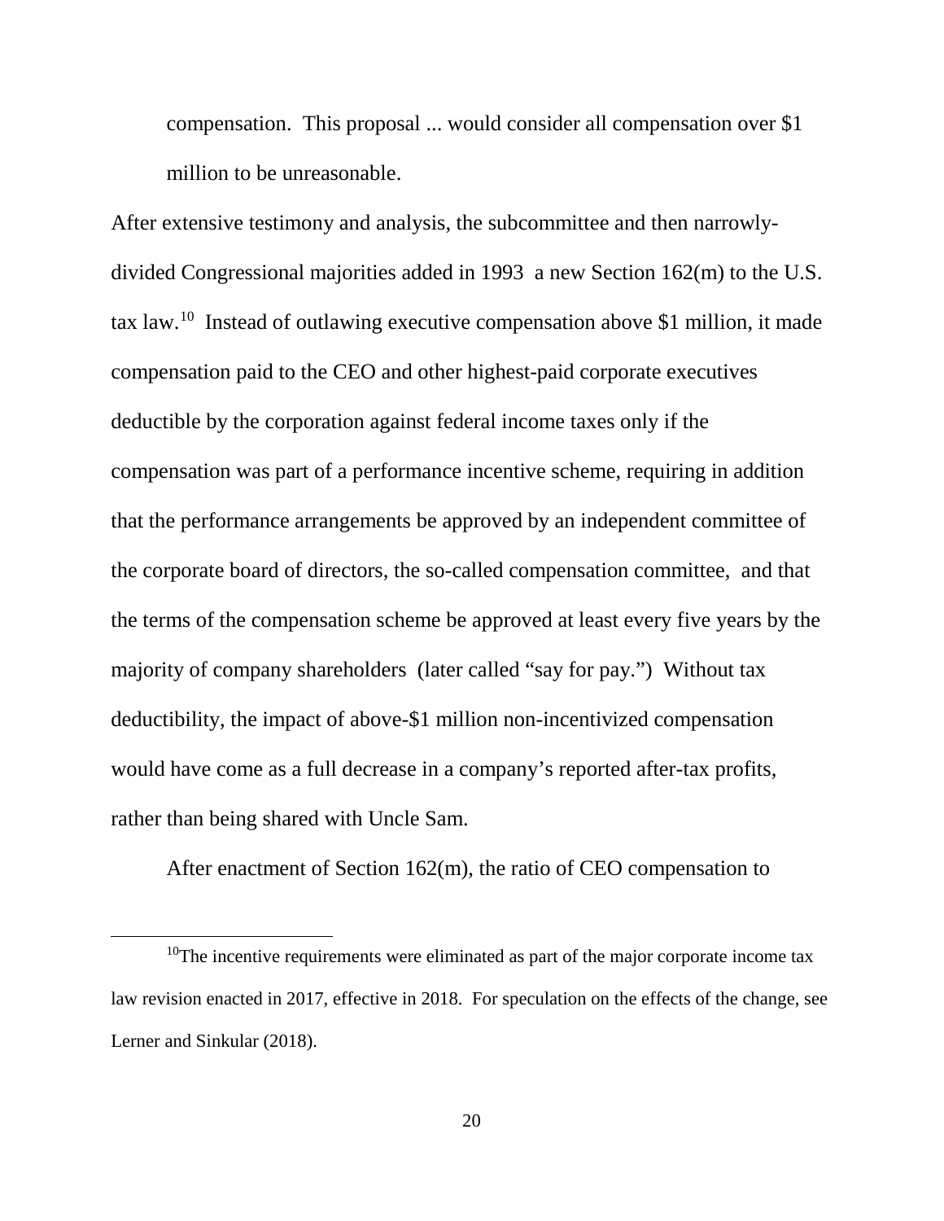compensation. This proposal ... would consider all compensation over $1 million to be unreasonable.

After extensive testimony and analysis, the subcommittee and then narrowly-divided Congressional majorities added in 1993 a new Section 162(m) to the U.S. tax law.[10] Instead of outlawing executive compensation above $1 million, it made compensation paid to the CEO and other highest-paid corporate executives deductible by the corporation against federal income taxes only if the compensation was part of a performance incentive scheme, requiring in addition that the performance arrangements be approved by an independent committee of the corporate board of directors, the so-called compensation committee, and that the terms of the compensation scheme be approved at least every five years by the majority of company shareholders (later called "say for pay.") Without tax deductibility, the impact of above-$1 million non-incentivized compensation would have come as a full decrease in a company's reported after-tax profits, rather than being shared with Uncle Sam.

After enactment of Section 162(m), the ratio of CEO compensation to

---

[10] The incentive requirements were eliminated as part of the major corporate income tax law revision enacted in 2017, effective in 2018. For speculation on the effects of the change, see Lerner and Sinkular (2018).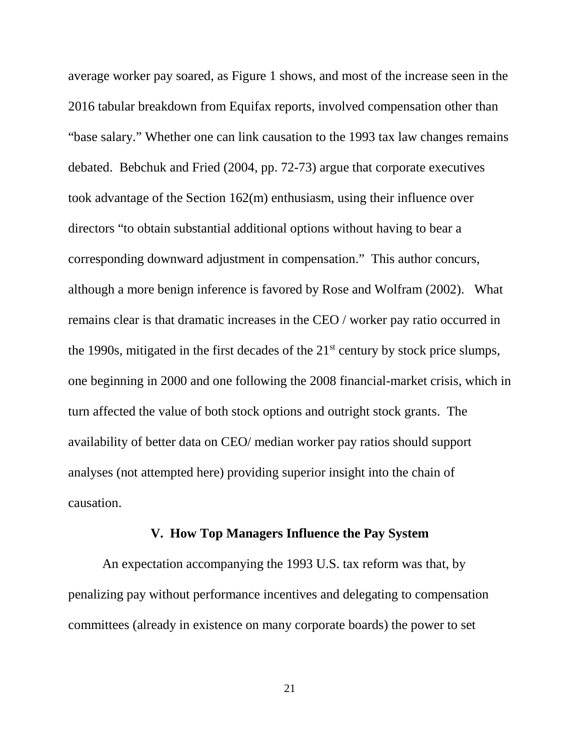average worker pay soared, as Figure 1 shows, and most of the increase seen in the 2016 tabular breakdown from Equifax reports, involved compensation other than "base salary." Whether one can link causation to the 1993 tax law changes remains debated. Bebchuk and Fried (2004, pp. 72-73) argue that corporate executives took advantage of the Section 162(m) enthusiasm, using their influence over directors "to obtain substantial additional options without having to bear a corresponding downward adjustment in compensation." This author concurs, although a more benign inference is favored by Rose and Wolfram (2002). What remains clear is that dramatic increases in the CEO / worker pay ratio occurred in the 1990s, mitigated in the first decades of the 21st century by stock price slumps, one beginning in 2000 and one following the 2008 financial-market crisis, which in turn affected the value of both stock options and outright stock grants. The availability of better data on CEO/ median worker pay ratios should support analyses (not attempted here) providing superior insight into the chain of causation.

## V. How Top Managers Influence the Pay System

An expectation accompanying the 1993 U.S. tax reform was that, by penalizing pay without performance incentives and delegating to compensation committees (already in existence on many corporate boards) the power to set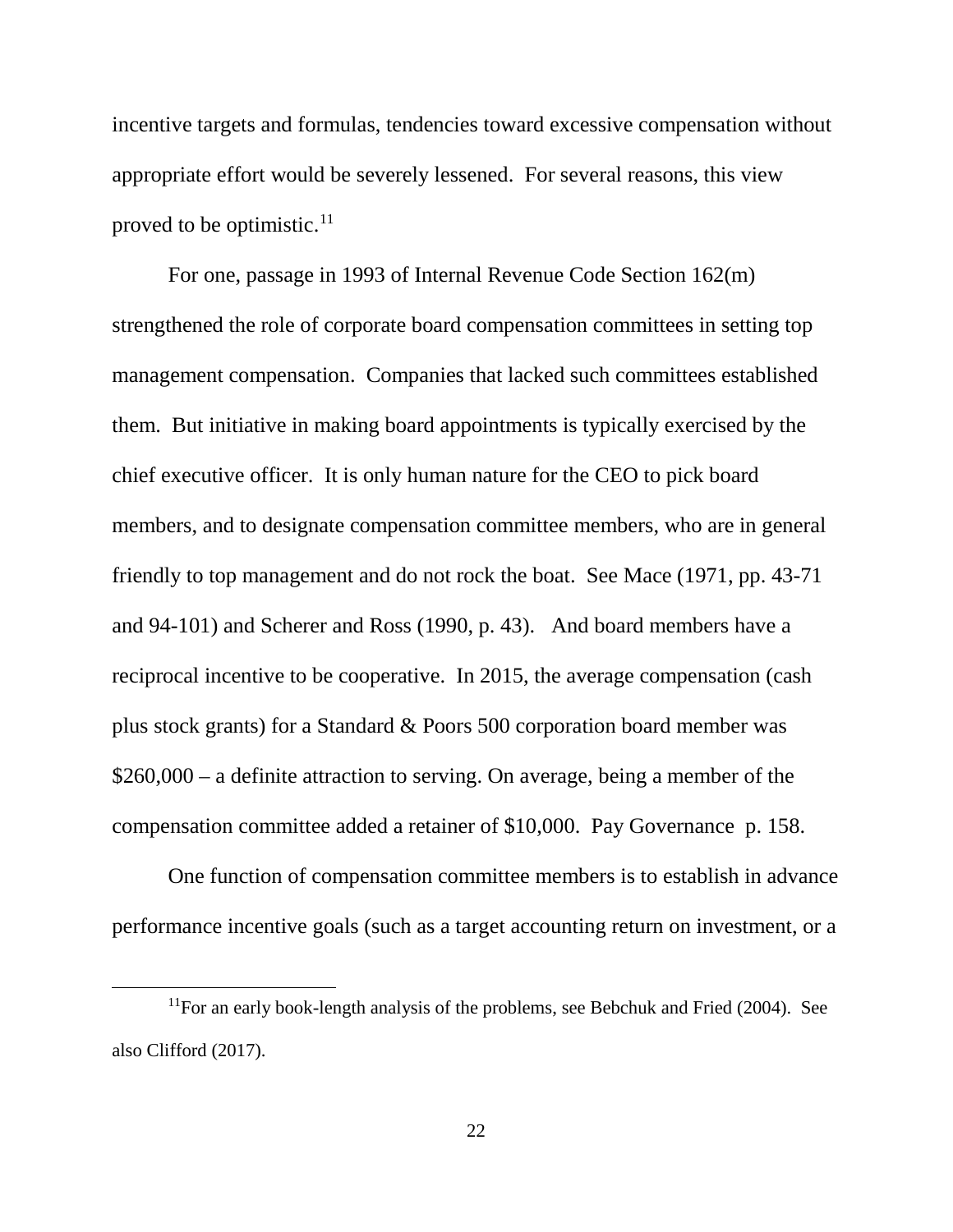incentive targets and formulas, tendencies toward excessive compensation without appropriate effort would be severely lessened. For several reasons, this view proved to be optimistic.[11]

For one, passage in 1993 of Internal Revenue Code Section 162(m) strengthened the role of corporate board compensation committees in setting top management compensation. Companies that lacked such committees established them. But initiative in making board appointments is typically exercised by the chief executive officer. It is only human nature for the CEO to pick board members, and to designate compensation committee members, who are in general friendly to top management and do not rock the boat. See Mace (1971, pp. 43-71 and 94-101) and Scherer and Ross (1990, p. 43). And board members have a reciprocal incentive to be cooperative. In 2015, the average compensation (cash plus stock grants) for a Standard & Poors 500 corporation board member was $260,000 – a definite attraction to serving. On average, being a member of the compensation committee added a retainer of $10,000. Pay Governance p. 158.

One function of compensation committee members is to establish in advance performance incentive goals (such as a target accounting return on investment, or a

---

[11]For an early book-length analysis of the problems, see Bebchuk and Fried (2004). See also Clifford (2017).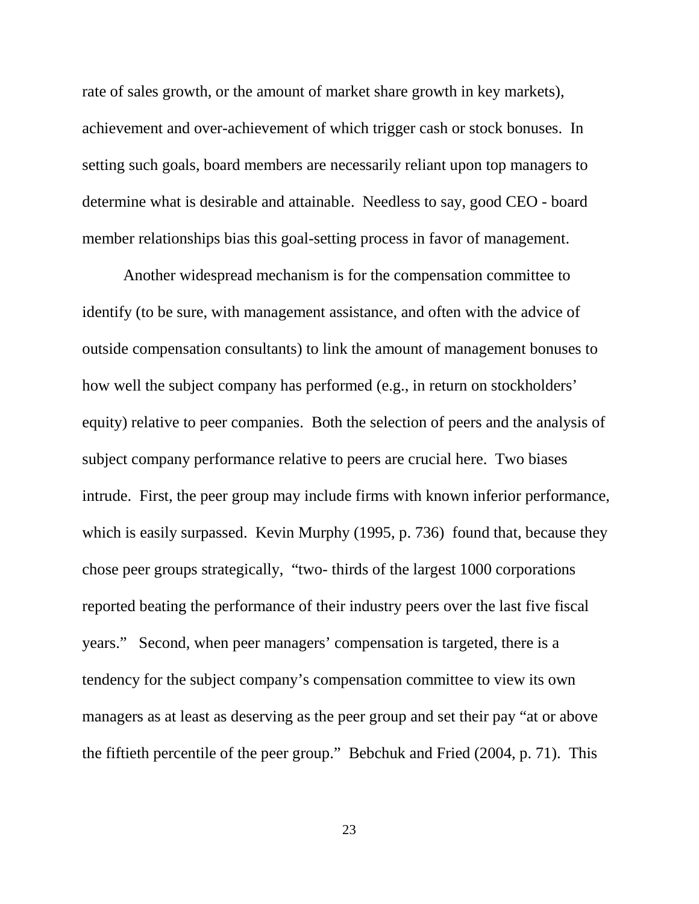rate of sales growth, or the amount of market share growth in key markets), achievement and over-achievement of which trigger cash or stock bonuses. In setting such goals, board members are necessarily reliant upon top managers to determine what is desirable and attainable. Needless to say, good CEO - board member relationships bias this goal-setting process in favor of management.

Another widespread mechanism is for the compensation committee to identify (to be sure, with management assistance, and often with the advice of outside compensation consultants) to link the amount of management bonuses to how well the subject company has performed (e.g., in return on stockholders' equity) relative to peer companies. Both the selection of peers and the analysis of subject company performance relative to peers are crucial here. Two biases intrude. First, the peer group may include firms with known inferior performance, which is easily surpassed. Kevin Murphy (1995, p. 736) found that, because they chose peer groups strategically, "two- thirds of the largest 1000 corporations reported beating the performance of their industry peers over the last five fiscal years." Second, when peer managers' compensation is targeted, there is a tendency for the subject company's compensation committee to view its own managers as at least as deserving as the peer group and set their pay "at or above the fiftieth percentile of the peer group." Bebchuk and Fried (2004, p. 71). This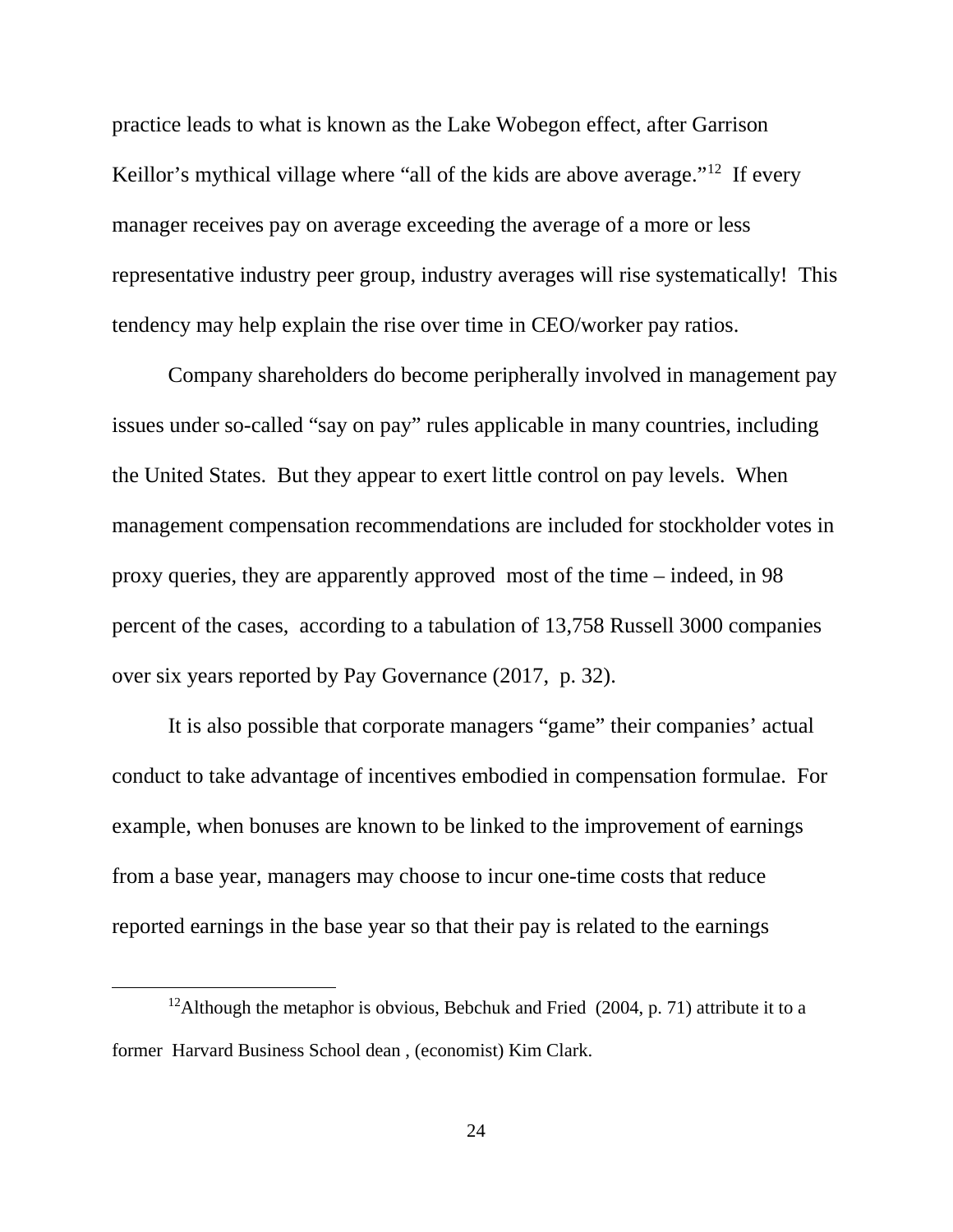practice leads to what is known as the Lake Wobegon effect, after Garrison Keillor's mythical village where "all of the kids are above average."[12] If every manager receives pay on average exceeding the average of a more or less representative industry peer group, industry averages will rise systematically! This tendency may help explain the rise over time in CEO/worker pay ratios.

Company shareholders do become peripherally involved in management pay issues under so-called "say on pay" rules applicable in many countries, including the United States. But they appear to exert little control on pay levels. When management compensation recommendations are included for stockholder votes in proxy queries, they are apparently approved most of the time – indeed, in 98 percent of the cases, according to a tabulation of 13,758 Russell 3000 companies over six years reported by Pay Governance (2017, p. 32).

It is also possible that corporate managers "game" their companies' actual conduct to take advantage of incentives embodied in compensation formulae. For example, when bonuses are known to be linked to the improvement of earnings from a base year, managers may choose to incur one-time costs that reduce reported earnings in the base year so that their pay is related to the earnings

---

[12] Although the metaphor is obvious, Bebchuk and Fried (2004, p. 71) attribute it to a former Harvard Business School dean , (economist) Kim Clark.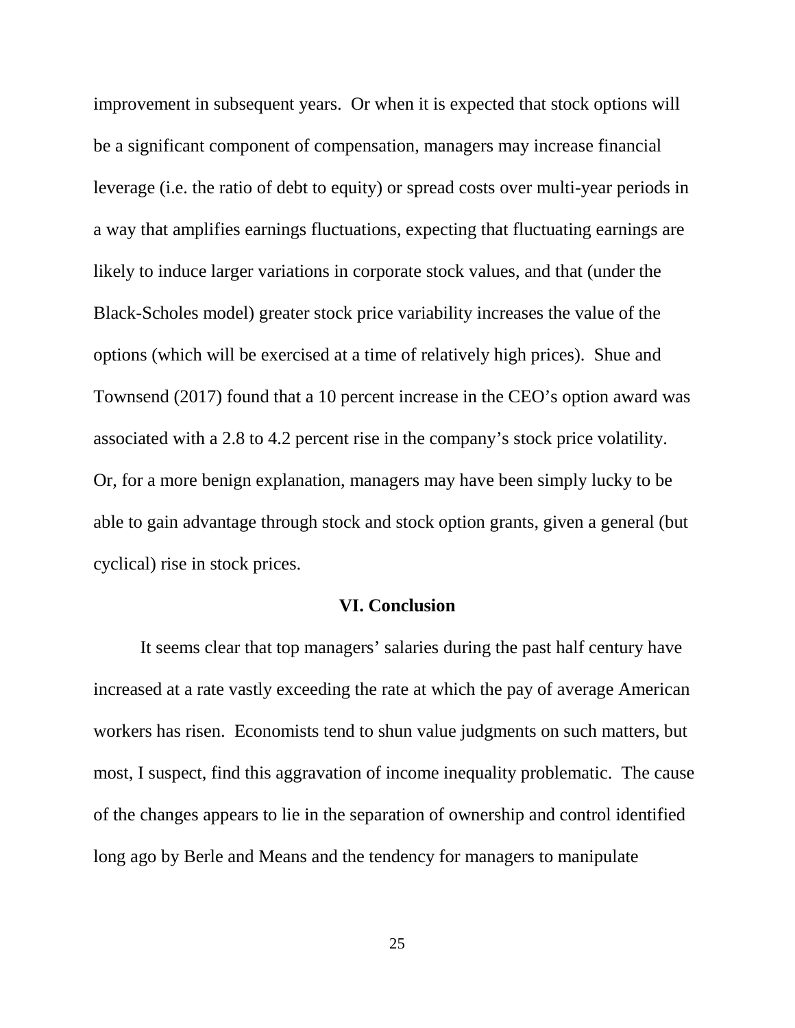improvement in subsequent years. Or when it is expected that stock options will be a significant component of compensation, managers may increase financial leverage (i.e. the ratio of debt to equity) or spread costs over multi-year periods in a way that amplifies earnings fluctuations, expecting that fluctuating earnings are likely to induce larger variations in corporate stock values, and that (under the Black-Scholes model) greater stock price variability increases the value of the options (which will be exercised at a time of relatively high prices). Shue and Townsend (2017) found that a 10 percent increase in the CEO's option award was associated with a 2.8 to 4.2 percent rise in the company's stock price volatility. Or, for a more benign explanation, managers may have been simply lucky to be able to gain advantage through stock and stock option grants, given a general (but cyclical) rise in stock prices.

## VI. Conclusion

It seems clear that top managers' salaries during the past half century have increased at a rate vastly exceeding the rate at which the pay of average American workers has risen. Economists tend to shun value judgments on such matters, but most, I suspect, find this aggravation of income inequality problematic. The cause of the changes appears to lie in the separation of ownership and control identified long ago by Berle and Means and the tendency for managers to manipulate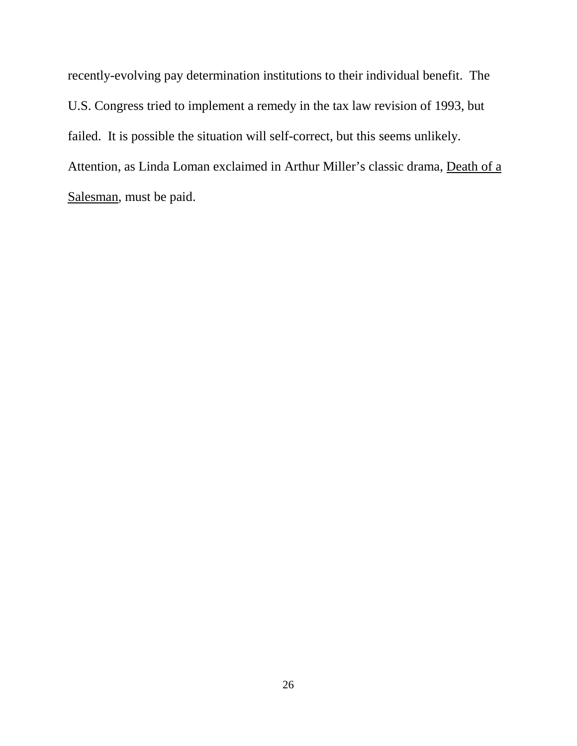recently-evolving pay determination institutions to their individual benefit. The U.S. Congress tried to implement a remedy in the tax law revision of 1993, but failed. It is possible the situation will self-correct, but this seems unlikely. Attention, as Linda Loman exclaimed in Arthur Miller's classic drama, <u>Death of a Salesman</u>, must be paid.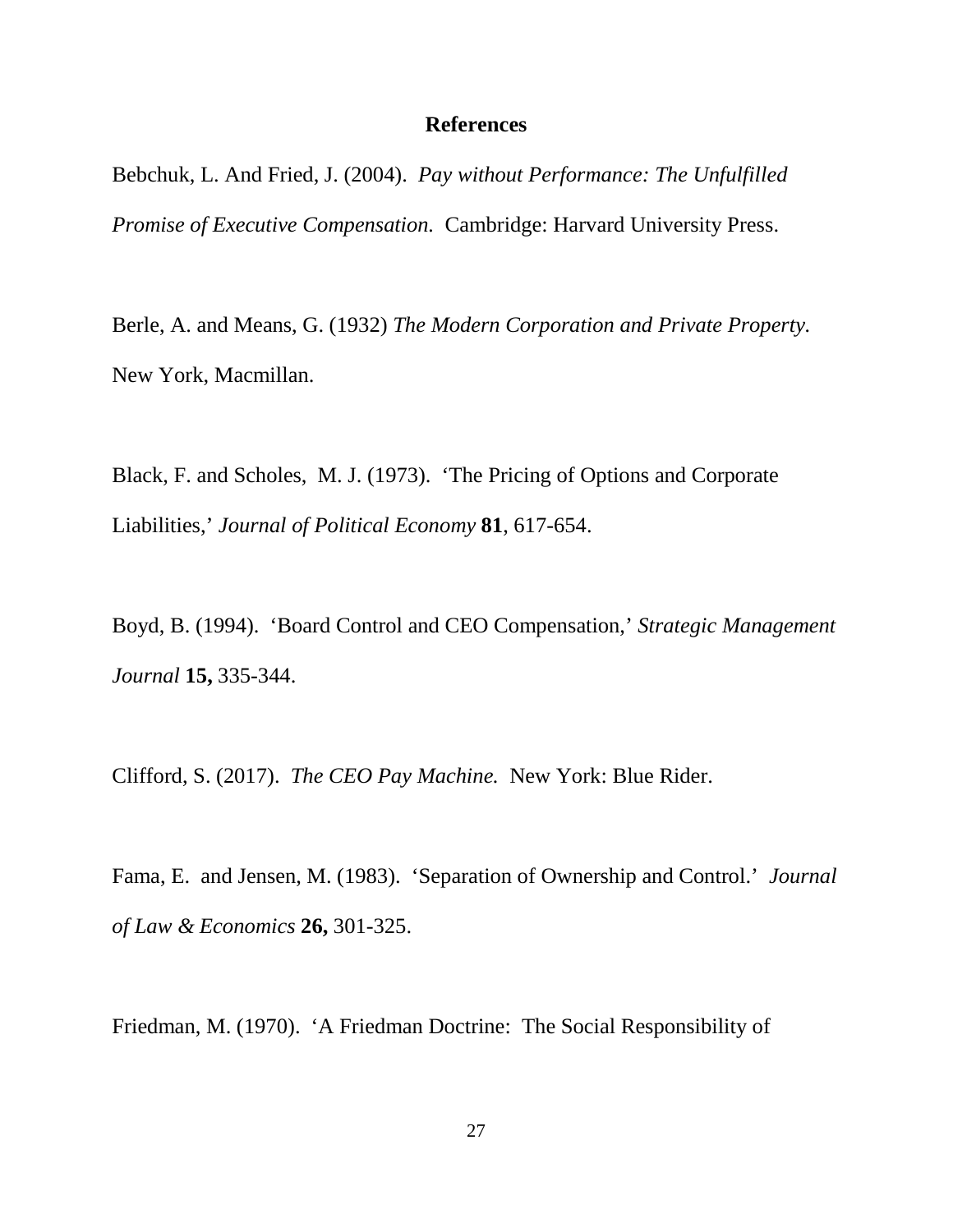## References

Bebchuk, L. And Fried, J. (2004). *Pay without Performance: The Unfulfilled Promise of Executive Compensation.* Cambridge: Harvard University Press.

Berle, A. and Means, G. (1932) *The Modern Corporation and Private Property.* New York, Macmillan.

Black, F. and Scholes, M. J. (1973). 'The Pricing of Options and Corporate Liabilities,' *Journal of Political Economy* **81**, 617-654.

Boyd, B. (1994). 'Board Control and CEO Compensation,' *Strategic Management Journal* **15,** 335-344.

Clifford, S. (2017). *The CEO Pay Machine.* New York: Blue Rider.

Fama, E. and Jensen, M. (1983). 'Separation of Ownership and Control.' *Journal of Law & Economics* **26,** 301-325.

Friedman, M. (1970). 'A Friedman Doctrine: The Social Responsibility of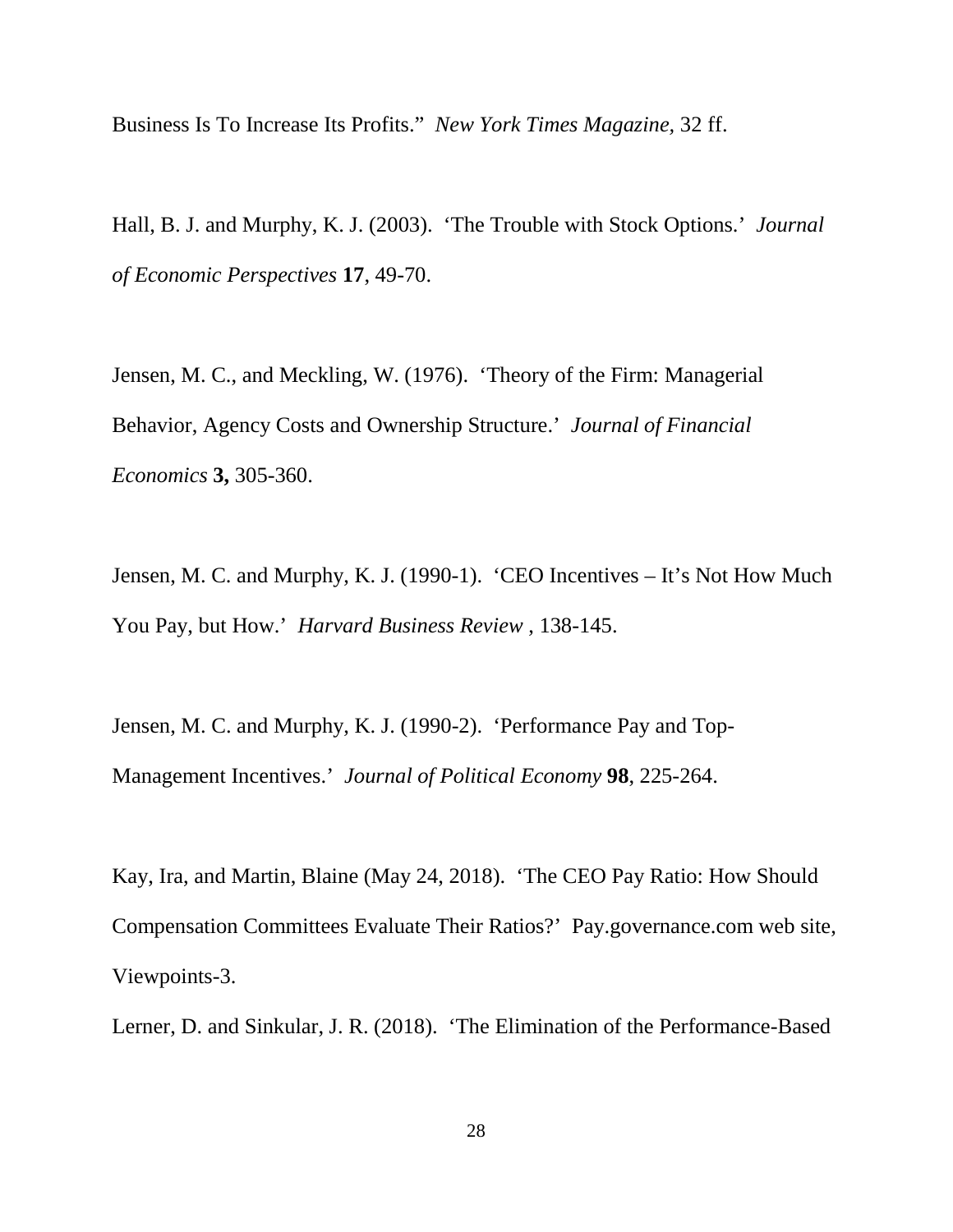Business Is To Increase Its Profits." *New York Times Magazine*, 32 ff.

Hall, B. J. and Murphy, K. J. (2003). 'The Trouble with Stock Options.' *Journal of Economic Perspectives* **17**, 49-70.

Jensen, M. C., and Meckling, W. (1976). 'Theory of the Firm: Managerial Behavior, Agency Costs and Ownership Structure.' *Journal of Financial Economics* **3,** 305-360.

Jensen, M. C. and Murphy, K. J. (1990-1). 'CEO Incentives – It's Not How Much You Pay, but How.' *Harvard Business Review* , 138-145.

Jensen, M. C. and Murphy, K. J. (1990-2). 'Performance Pay and Top-Management Incentives.' *Journal of Political Economy* **98**, 225-264.

Kay, Ira, and Martin, Blaine (May 24, 2018). 'The CEO Pay Ratio: How Should Compensation Committees Evaluate Their Ratios?' Pay.governance.com web site, Viewpoints-3.

Lerner, D. and Sinkular, J. R. (2018). 'The Elimination of the Performance-Based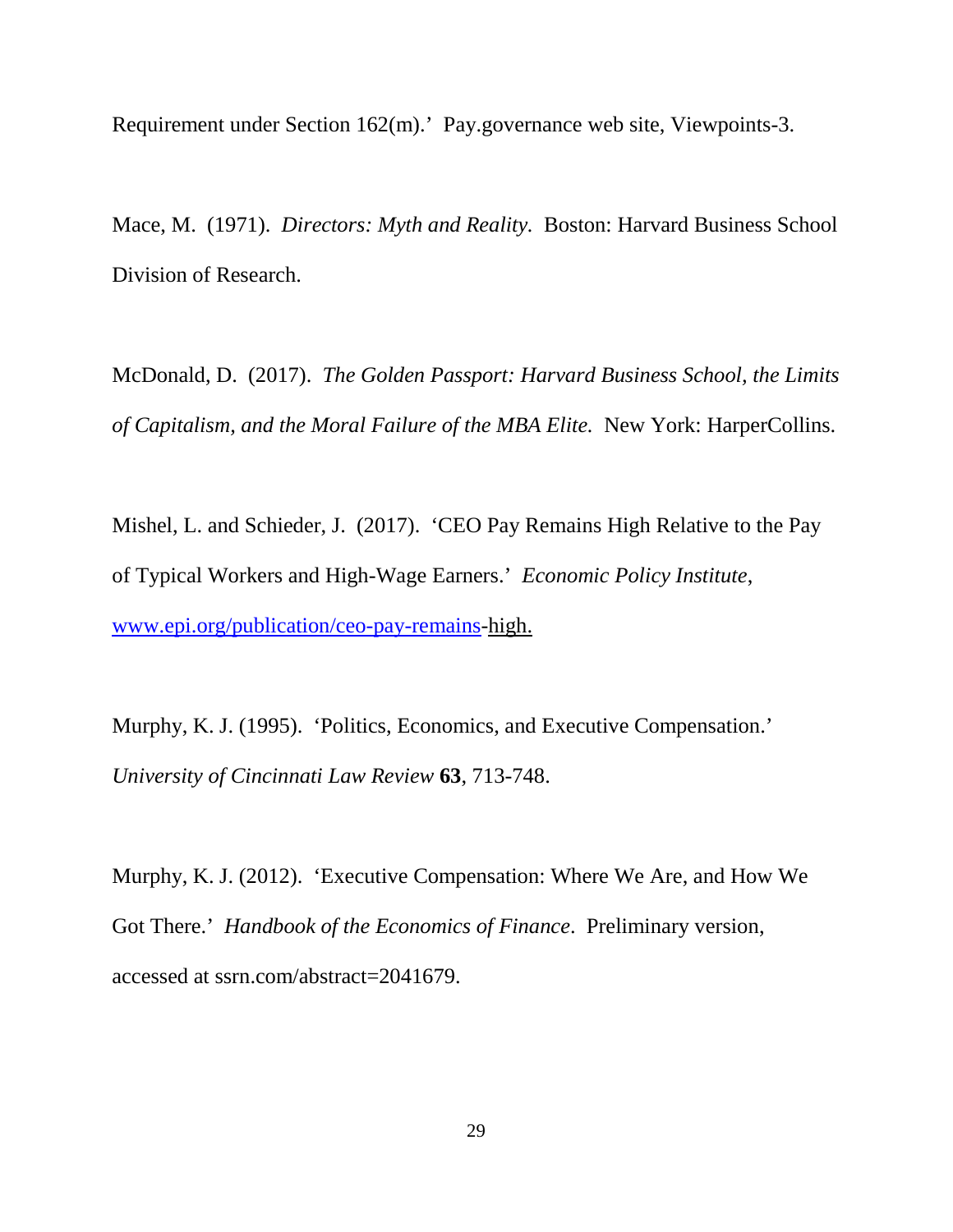Requirement under Section 162(m).' Pay.governance web site, Viewpoints-3.

Mace, M. (1971). *Directors: Myth and Reality.* Boston: Harvard Business School Division of Research.

McDonald, D. (2017). *The Golden Passport: Harvard Business School, the Limits of Capitalism, and the Moral Failure of the MBA Elite.* New York: HarperCollins.

Mishel, L. and Schieder, J. (2017). 'CEO Pay Remains High Relative to the Pay of Typical Workers and High-Wage Earners.' *Economic Policy Institute*, www.epi.org/publication/ceo-pay-remains-high.

Murphy, K. J. (1995). 'Politics, Economics, and Executive Compensation.' *University of Cincinnati Law Review* **63**, 713-748.

Murphy, K. J. (2012). 'Executive Compensation: Where We Are, and How We Got There.' *Handbook of the Economics of Finance*. Preliminary version, accessed at ssrn.com/abstract=2041679.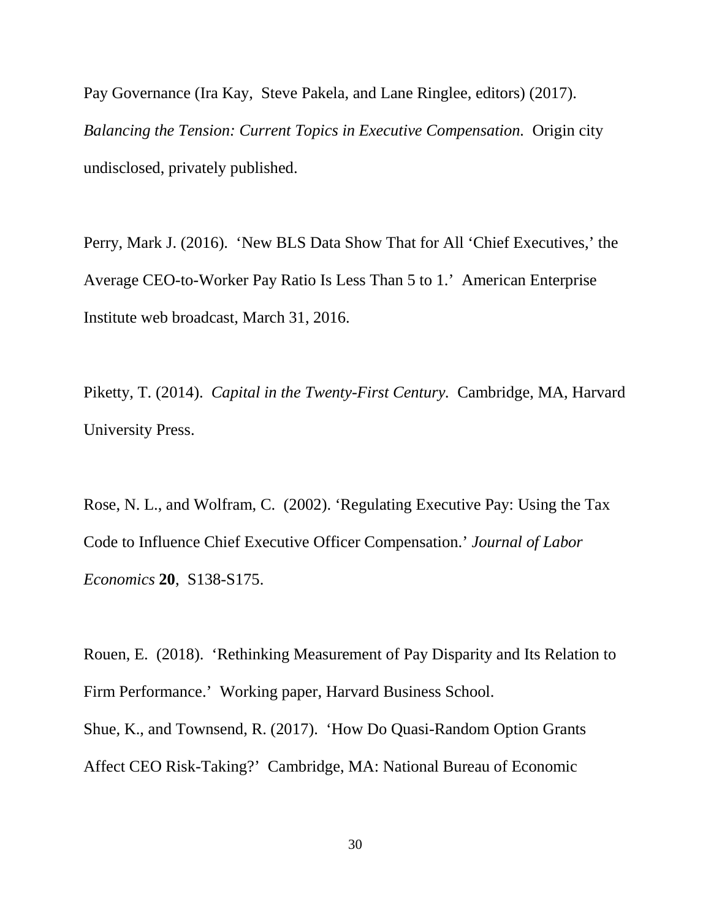Pay Governance (Ira Kay, Steve Pakela, and Lane Ringlee, editors) (2017). *Balancing the Tension: Current Topics in Executive Compensation.* Origin city undisclosed, privately published.

Perry, Mark J. (2016). 'New BLS Data Show That for All 'Chief Executives,' the Average CEO-to-Worker Pay Ratio Is Less Than 5 to 1.' American Enterprise Institute web broadcast, March 31, 2016.

Piketty, T. (2014). *Capital in the Twenty-First Century.* Cambridge, MA, Harvard University Press.

Rose, N. L., and Wolfram, C. (2002). 'Regulating Executive Pay: Using the Tax Code to Influence Chief Executive Officer Compensation.' *Journal of Labor Economics* **20**, S138-S175.

Rouen, E. (2018). 'Rethinking Measurement of Pay Disparity and Its Relation to Firm Performance.' Working paper, Harvard Business School.

Shue, K., and Townsend, R. (2017). 'How Do Quasi-Random Option Grants Affect CEO Risk-Taking?' Cambridge, MA: National Bureau of Economic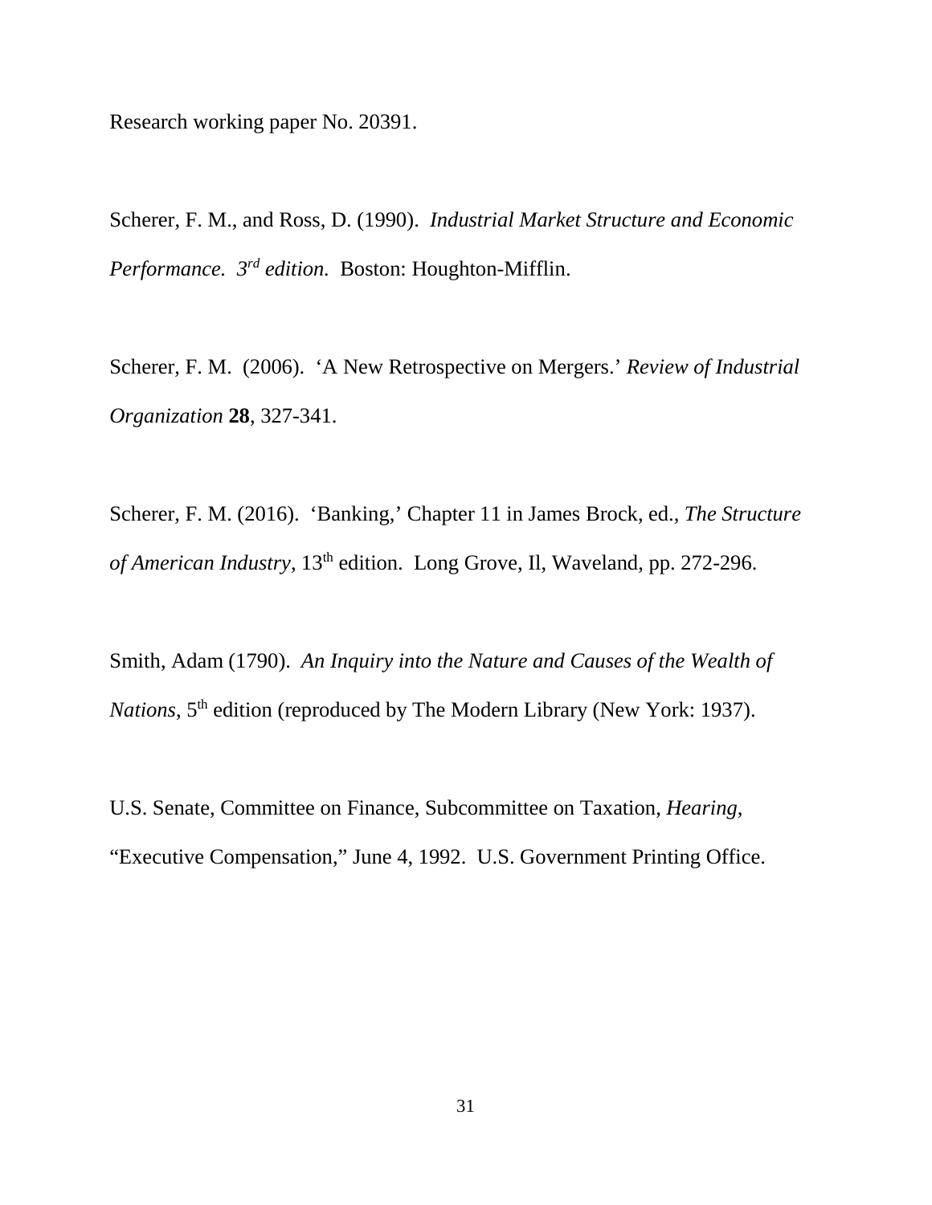Research working paper No. 20391.

Scherer, F. M., and Ross, D. (1990). *Industrial Market Structure and Economic Performance. 3rd edition.* Boston: Houghton-Mifflin.

Scherer, F. M. (2006). 'A New Retrospective on Mergers.' *Review of Industrial Organization* **28**, 327-341.

Scherer, F. M. (2016). 'Banking,' Chapter 11 in James Brock, ed., *The Structure of American Industry*, 13th edition. Long Grove, Il, Waveland, pp. 272-296.

Smith, Adam (1790). *An Inquiry into the Nature and Causes of the Wealth of Nations*, 5th edition (reproduced by The Modern Library (New York: 1937).

U.S. Senate, Committee on Finance, Subcommittee on Taxation, *Hearing*, "Executive Compensation," June 4, 1992. U.S. Government Printing Office.